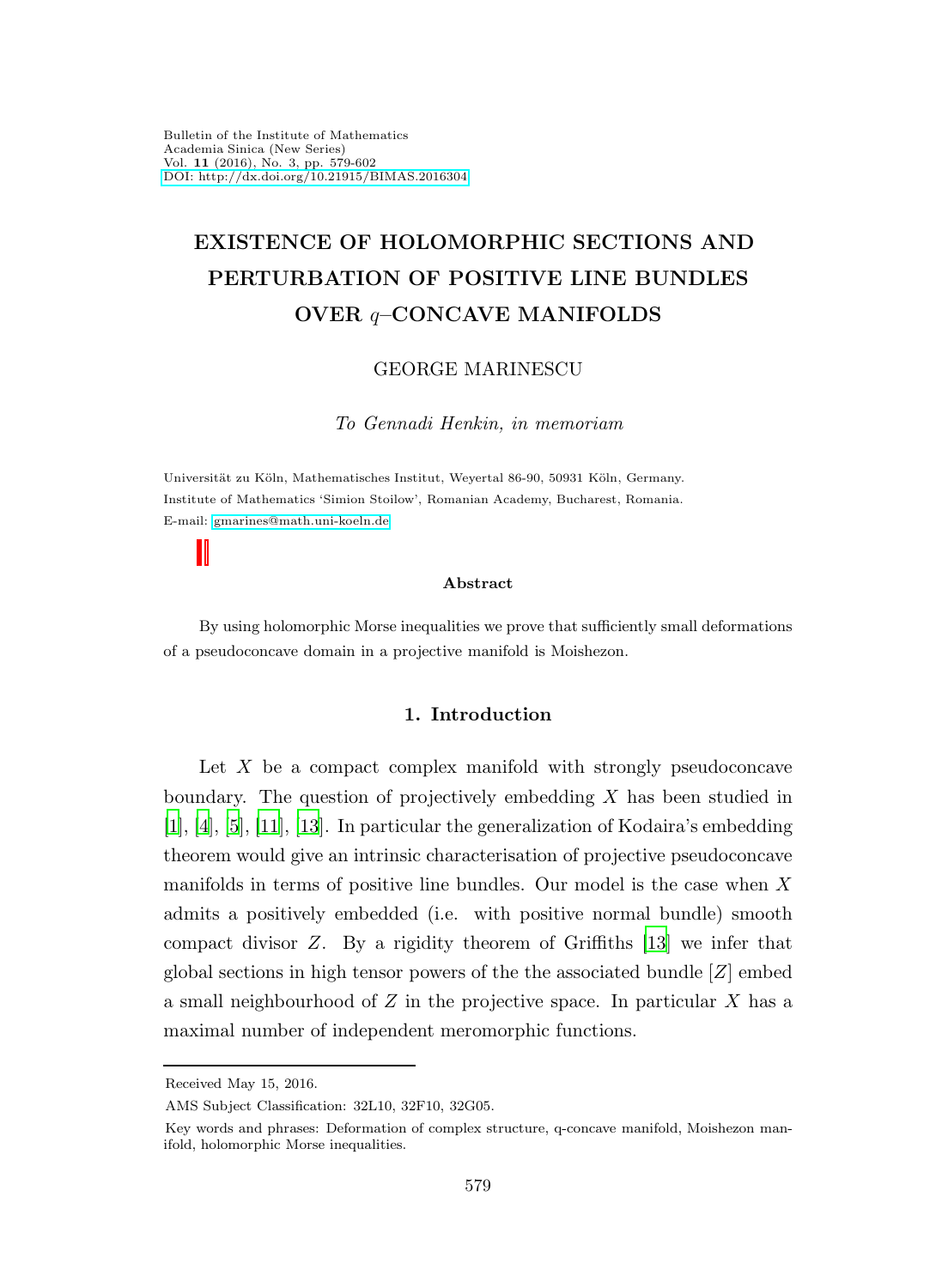# EXISTENCE OF HOLOMORPHIC SECTIONS AND PERTURBATION OF POSITIVE LINE BUNDLES OVER $q$–CONCAVE MANIFOLDS

GEORGE MARINESCU

*To Gennadi Henkin, in memoriam*

Universität zu Köln, Mathematisches Institut, Weyertal 86-90, 50931 Köln, Germany.
Institute of Mathematics 'Simion Stoilow', Romanian Academy, Bucharest, Romania.
E-mail: gmarines@math.uni-koeln.de

### Abstract

By using holomorphic Morse inequalities we prove that sufficiently small deformations of a pseudoconcave domain in a projective manifold is Moishezon.

## 1. Introduction

Let $X$ be a compact complex manifold with strongly pseudoconcave boundary. The question of projectively embedding $X$ has been studied in [1], [4], [5], [11], [13]. In particular the generalization of Kodaira's embedding theorem would give an intrinsic characterisation of projective pseudoconcave manifolds in terms of positive line bundles. Our model is the case when $X$ admits a positively embedded (i.e. with positive normal bundle) smooth compact divisor $Z$. By a rigidity theorem of Griffiths [13] we infer that global sections in high tensor powers of the the associated bundle $[Z]$ embed a small neighbourhood of $Z$ in the projective space. In particular $X$ has a maximal number of independent meromorphic functions.

---

Received May 15, 2016.

AMS Subject Classification: 32L10, 32F10, 32G05.

Key words and phrases: Deformation of complex structure, q-concave manifold, Moishezon manifold, holomorphic Morse inequalities.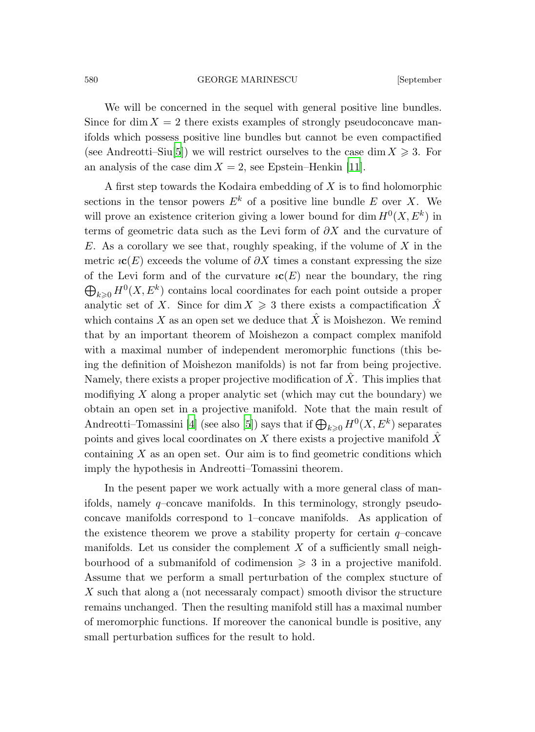We will be concerned in the sequel with general positive line bundles. Since for $\dim X = 2$ there exists examples of strongly pseudoconcave manifolds which possess positive line bundles but cannot be even compactified (see Andreotti–Siu[5]) we will restrict ourselves to the case $\dim X \geqslant 3$. For an analysis of the case $\dim X = 2$, see Epstein–Henkin [11].

A first step towards the Kodaira embedding of $X$ is to find holomorphic sections in the tensor powers $E^k$ of a positive line bundle $E$ over $X$. We will prove an existence criterion giving a lower bound for $\dim H^0(X, E^k)$ in terms of geometric data such as the Levi form of $\partial X$ and the curvature of $E$. As a corollary we see that, roughly speaking, if the volume of $X$ in the metric $\imath\mathbf{c}(E)$ exceeds the volume of $\partial X$ times a constant expressing the size of the Levi form and of the curvature $\imath\mathbf{c}(E)$ near the boundary, the ring $\bigoplus_{k\geqslant 0} H^0(X, E^k)$ contains local coordinates for each point outside a proper analytic set of $X$. Since for $\dim X \geqslant 3$ there exists a compactification $\hat{X}$ which contains $X$ as an open set we deduce that $\hat{X}$ is Moishezon. We remind that by an important theorem of Moishezon a compact complex manifold with a maximal number of independent meromorphic functions (this being the definition of Moishezon manifolds) is not far from being projective. Namely, there exists a proper projective modification of $\hat{X}$. This implies that modifiying $X$ along a proper analytic set (which may cut the boundary) we obtain an open set in a projective manifold. Note that the main result of Andreotti–Tomassini [4] (see also [5]) says that if $\bigoplus_{k\geqslant 0} H^0(X, E^k)$ separates points and gives local coordinates on $X$ there exists a projective manifold $\hat{X}$ containing $X$ as an open set. Our aim is to find geometric conditions which imply the hypothesis in Andreotti–Tomassini theorem.

In the pesent paper we work actually with a more general class of manifolds, namely $q$–concave manifolds. In this terminology, strongly pseudoconcave manifolds correspond to 1–concave manifolds. As application of the existence theorem we prove a stability property for certain $q$–concave manifolds. Let us consider the complement $X$ of a sufficiently small neighbourhood of a submanifold of codimension $\geqslant 3$ in a projective manifold. Assume that we perform a small perturbation of the complex stucture of $X$ such that along a (not necessaraly compact) smooth divisor the structure remains unchanged. Then the resulting manifold still has a maximal number of meromorphic functions. If moreover the canonical bundle is positive, any small perturbation suffices for the result to hold.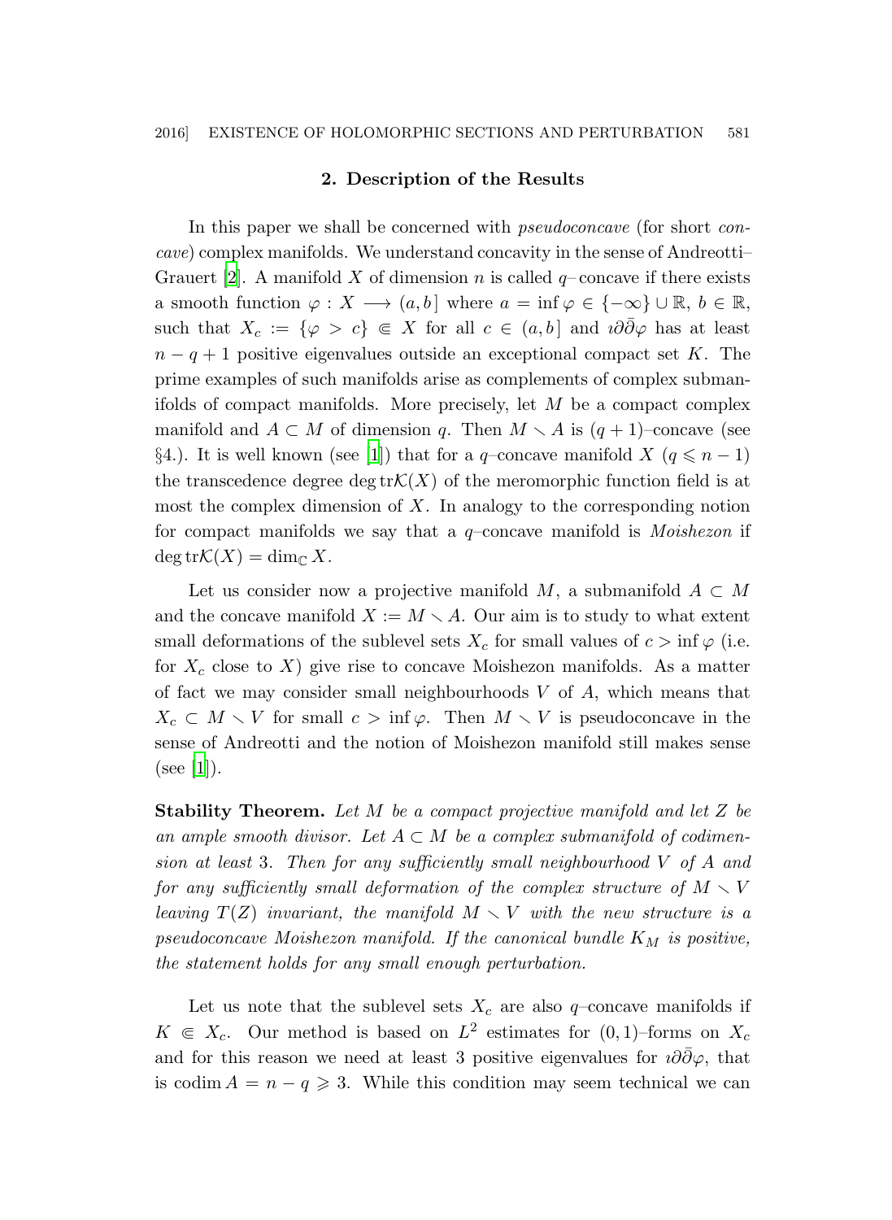## 2. Description of the Results

In this paper we shall be concerned with *pseudoconcave* (for short *concave*) complex manifolds. We understand concavity in the sense of Andreotti–Grauert [2]. A manifold $X$ of dimension $n$ is called $q$–concave if there exists a smooth function $\varphi : X \longrightarrow (a, b\,]$ where $a = \inf \varphi \in \{-\infty\} \cup \mathbb{R}$, $b \in \mathbb{R}$, such that $X_c := \{\varphi > c\} \Subset X$ for all $c \in (a, b\,]$ and $\imath\partial\bar{\partial}\varphi$ has at least $n - q + 1$ positive eigenvalues outside an exceptional compact set $K$. The prime examples of such manifolds arise as complements of complex submanifolds of compact manifolds. More precisely, let $M$ be a compact complex manifold and $A \subset M$ of dimension $q$. Then $M \smallsetminus A$ is $(q+1)$–concave (see §4.). It is well known (see [1]) that for a $q$–concave manifold $X$ ($q \leqslant n-1$) the transcedence degree $\deg \mathrm{tr}\mathcal{K}(X)$ of the meromorphic function field is at most the complex dimension of $X$. In analogy to the corresponding notion for compact manifolds we say that a $q$–concave manifold is *Moishezon* if $\deg \mathrm{tr}\mathcal{K}(X) = \dim_{\mathbb{C}} X$.

Let us consider now a projective manifold $M$, a submanifold $A \subset M$ and the concave manifold $X := M \smallsetminus A$. Our aim is to study to what extent small deformations of the sublevel sets $X_c$ for small values of $c > \inf \varphi$ (i.e. for $X_c$ close to $X$) give rise to concave Moishezon manifolds. As a matter of fact we may consider small neighbourhoods $V$ of $A$, which means that $X_c \subset M \smallsetminus V$ for small $c > \inf \varphi$. Then $M \smallsetminus V$ is pseudoconcave in the sense of Andreotti and the notion of Moishezon manifold still makes sense (see [1]).

**Stability Theorem.** *Let $M$ be a compact projective manifold and let $Z$ be an ample smooth divisor. Let $A \subset M$ be a complex submanifold of codimension at least* 3*. Then for any sufficiently small neighbourhood $V$ of $A$ and for any sufficiently small deformation of the complex structure of $M \smallsetminus V$ leaving $T(Z)$ invariant, the manifold $M \smallsetminus V$ with the new structure is a pseudoconcave Moishezon manifold. If the canonical bundle $K_M$ is positive, the statement holds for any small enough perturbation.*

Let us note that the sublevel sets $X_c$ are also $q$–concave manifolds if $K \Subset X_c$. Our method is based on $L^2$ estimates for $(0,1)$–forms on $X_c$ and for this reason we need at least 3 positive eigenvalues for $\imath\partial\bar{\partial}\varphi$, that is $\operatorname{codim} A = n - q \geqslant 3$. While this condition may seem technical we can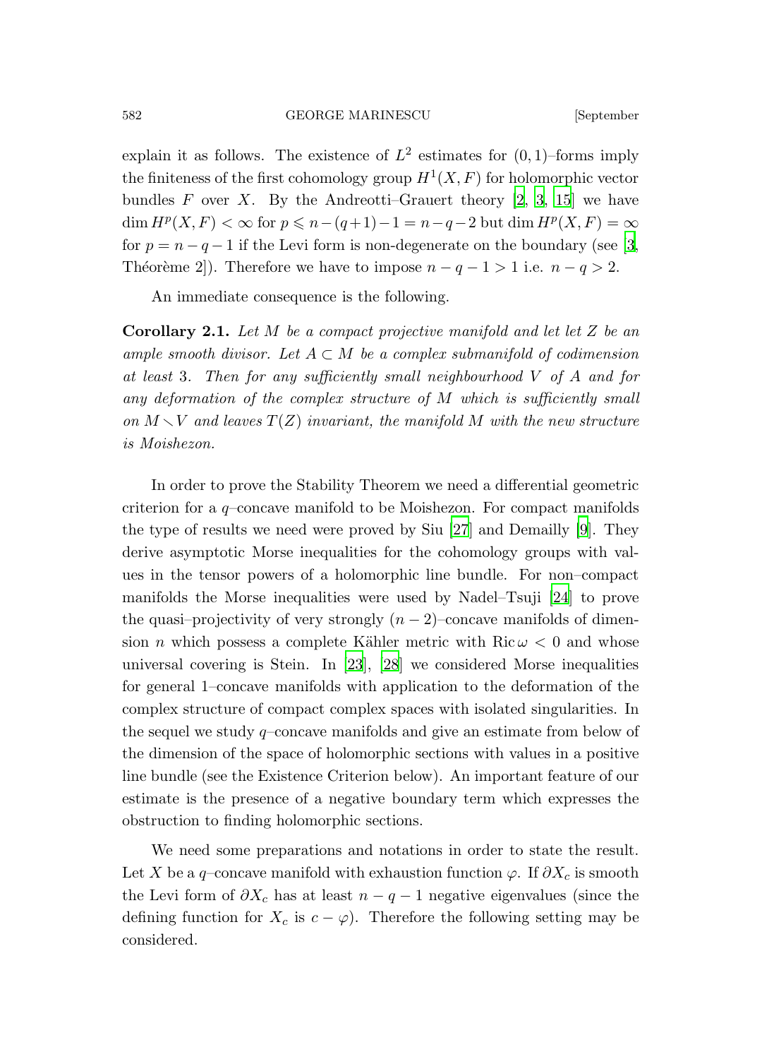explain it as follows. The existence of $L^2$ estimates for $(0,1)$–forms imply the finiteness of the first cohomology group $H^1(X,F)$ for holomorphic vector bundles $F$ over $X$. By the Andreotti–Grauert theory [2, 3, 15] we have $\dim H^p(X,F) < \infty$ for $p \leqslant n-(q+1)-1 = n-q-2$ but $\dim H^p(X,F) = \infty$ for $p = n-q-1$ if the Levi form is non-degenerate on the boundary (see [3, Théorème 2]). Therefore we have to impose $n-q-1 > 1$ i.e. $n-q > 2$.

An immediate consequence is the following.

**Corollary 2.1.** *Let $M$ be a compact projective manifold and let let $Z$ be an ample smooth divisor. Let $A \subset M$ be a complex submanifold of codimension at least 3. Then for any sufficiently small neighbourhood $V$ of $A$ and for any deformation of the complex structure of $M$ which is sufficiently small on $M \smallsetminus V$ and leaves $T(Z)$ invariant, the manifold $M$ with the new structure is Moishezon.*

In order to prove the Stability Theorem we need a differential geometric criterion for a $q$–concave manifold to be Moishezon. For compact manifolds the type of results we need were proved by Siu [27] and Demailly [9]. They derive asymptotic Morse inequalities for the cohomology groups with values in the tensor powers of a holomorphic line bundle. For non–compact manifolds the Morse inequalities were used by Nadel–Tsuji [24] to prove the quasi–projectivity of very strongly $(n-2)$–concave manifolds of dimension $n$ which possess a complete Kähler metric with $\operatorname{Ric}\omega < 0$ and whose universal covering is Stein. In [23], [28] we considered Morse inequalities for general 1–concave manifolds with application to the deformation of the complex structure of compact complex spaces with isolated singularities. In the sequel we study $q$–concave manifolds and give an estimate from below of the dimension of the space of holomorphic sections with values in a positive line bundle (see the Existence Criterion below). An important feature of our estimate is the presence of a negative boundary term which expresses the obstruction to finding holomorphic sections.

We need some preparations and notations in order to state the result. Let $X$ be a $q$–concave manifold with exhaustion function $\varphi$. If $\partial X_c$ is smooth the Levi form of $\partial X_c$ has at least $n-q-1$ negative eigenvalues (since the defining function for $X_c$ is $c-\varphi$). Therefore the following setting may be considered.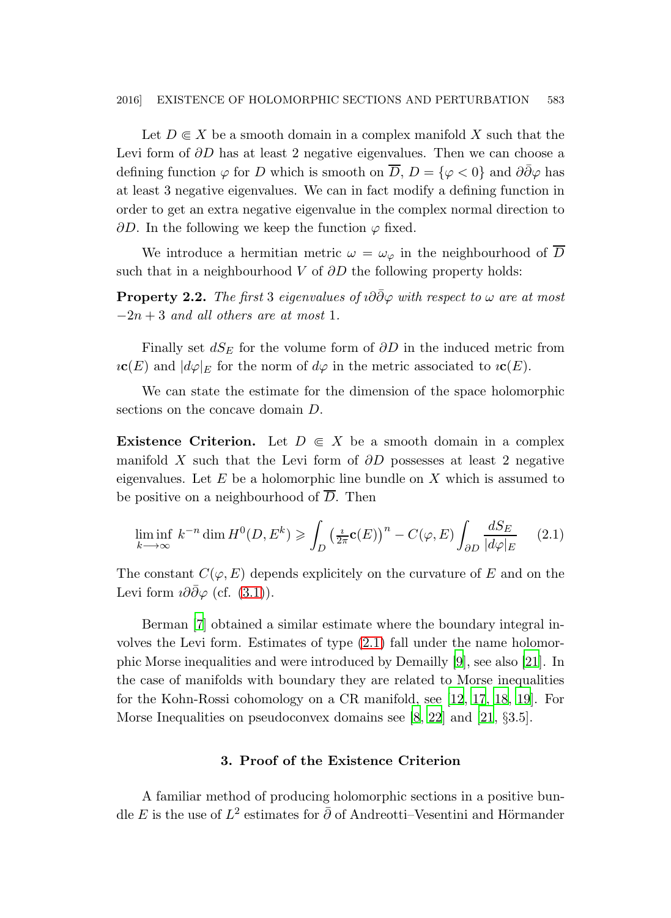Let $D \Subset X$ be a smooth domain in a complex manifold $X$ such that the Levi form of $\partial D$ has at least 2 negative eigenvalues. Then we can choose a defining function $\varphi$ for $D$ which is smooth on $\overline{D}$, $D = \{\varphi < 0\}$ and $\partial\bar{\partial}\varphi$ has at least 3 negative eigenvalues. We can in fact modify a defining function in order to get an extra negative eigenvalue in the complex normal direction to $\partial D$. In the following we keep the function $\varphi$ fixed.

We introduce a hermitian metric $\omega = \omega_\varphi$ in the neighbourhood of $\overline{D}$ such that in a neighbourhood $V$ of $\partial D$ the following property holds:

**Property 2.2.** *The first* 3 *eigenvalues of* $\imath\partial\bar{\partial}\varphi$ *with respect to* $\omega$ *are at most* $-2n+3$ *and all others are at most* 1.

Finally set $dS_E$ for the volume form of $\partial D$ in the induced metric from $\imath\mathbf{c}(E)$ and $|d\varphi|_E$ for the norm of $d\varphi$ in the metric associated to $\imath\mathbf{c}(E)$.

We can state the estimate for the dimension of the space holomorphic sections on the concave domain $D$.

**Existence Criterion.** Let $D \Subset X$ be a smooth domain in a complex manifold $X$ such that the Levi form of $\partial D$ possesses at least 2 negative eigenvalues. Let $E$ be a holomorphic line bundle on $X$ which is assumed to be positive on a neighbourhood of $\overline{D}$. Then

$$\liminf_{k\longrightarrow\infty} k^{-n}\dim H^0(D,E^k) \geqslant \int_D \big(\tfrac{\imath}{2\pi}\mathbf{c}(E)\big)^n - C(\varphi,E)\int_{\partial D}\frac{dS_E}{|d\varphi|_E} \qquad (2.1)$$

The constant $C(\varphi,E)$ depends explicitely on the curvature of $E$ and on the Levi form $\imath\partial\bar{\partial}\varphi$ (cf. (3.1)).

Berman [7] obtained a similar estimate where the boundary integral involves the Levi form. Estimates of type (2.1) fall under the name holomorphic Morse inequalities and were introduced by Demailly [9], see also [21]. In the case of manifolds with boundary they are related to Morse inequalities for the Kohn-Rossi cohomology on a CR manifold, see [12, 17, 18, 19]. For Morse Inequalities on pseudoconvex domains see [8, 22] and [21, §3.5].

## 3. Proof of the Existence Criterion

A familiar method of producing holomorphic sections in a positive bundle $E$ is the use of $L^2$ estimates for $\bar{\partial}$ of Andreotti–Vesentini and Hörmander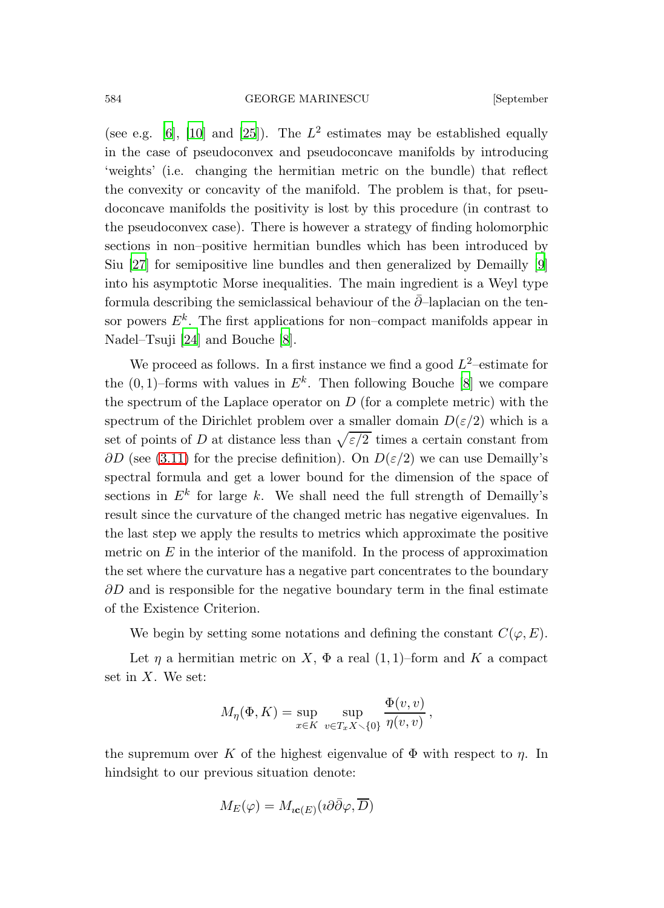(see e.g. [6], [10] and [25]). The $L^2$ estimates may be established equally in the case of pseudoconvex and pseudoconcave manifolds by introducing 'weights' (i.e. changing the hermitian metric on the bundle) that reflect the convexity or concavity of the manifold. The problem is that, for pseudoconcave manifolds the positivity is lost by this procedure (in contrast to the pseudoconvex case). There is however a strategy of finding holomorphic sections in non–positive hermitian bundles which has been introduced by Siu [27] for semipositive line bundles and then generalized by Demailly [9] into his asymptotic Morse inequalities. The main ingredient is a Weyl type formula describing the semiclassical behaviour of the $\bar{\partial}$–laplacian on the tensor powers $E^k$. The first applications for non–compact manifolds appear in Nadel–Tsuji [24] and Bouche [8].

We proceed as follows. In a first instance we find a good $L^2$–estimate for the $(0,1)$–forms with values in $E^k$. Then following Bouche [8] we compare the spectrum of the Laplace operator on $D$ (for a complete metric) with the spectrum of the Dirichlet problem over a smaller domain $D(\varepsilon/2)$ which is a set of points of $D$ at distance less than $\sqrt{\varepsilon/2}$ times a certain constant from $\partial D$ (see (3.11) for the precise definition). On $D(\varepsilon/2)$ we can use Demailly's spectral formula and get a lower bound for the dimension of the space of sections in $E^k$ for large $k$. We shall need the full strength of Demailly's result since the curvature of the changed metric has negative eigenvalues. In the last step we apply the results to metrics which approximate the positive metric on $E$ in the interior of the manifold. In the process of approximation the set where the curvature has a negative part concentrates to the boundary $\partial D$ and is responsible for the negative boundary term in the final estimate of the Existence Criterion.

We begin by setting some notations and defining the constant $C(\varphi, E)$.

Let $\eta$ a hermitian metric on $X$, $\Phi$ a real $(1,1)$–form and $K$ a compact set in $X$. We set:

$$M_\eta(\Phi, K) = \sup_{x\in K} \sup_{v\in T_xX\smallsetminus\{0\}} \frac{\Phi(v,v)}{\eta(v,v)}\,,$$

the supremum over $K$ of the highest eigenvalue of $\Phi$ with respect to $\eta$. In hindsight to our previous situation denote:

$$M_E(\varphi) = M_{\imath\mathbf{c}(E)}(\imath\partial\bar{\partial}\varphi, \overline{D})$$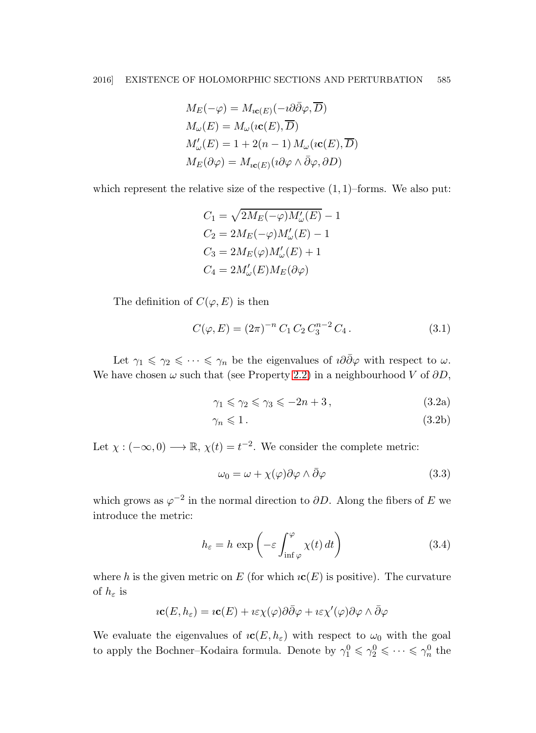$$
\begin{aligned}
M_E(-\varphi) &= M_{\imath\mathbf{c}(E)}(-\imath\partial\bar\partial\varphi, \overline{D})\\
M_\omega(E) &= M_\omega(\imath\mathbf{c}(E), \overline{D})\\
M'_\omega(E) &= 1 + 2(n-1)\, M_\omega(\imath\mathbf{c}(E), \overline{D})\\
M_E(\partial\varphi) &= M_{\imath\mathbf{c}(E)}(\imath\partial\varphi\wedge\bar\partial\varphi, \partial D)
\end{aligned}
$$

which represent the relative size of the respective $(1,1)$–forms. We also put:

$$
\begin{aligned}
C_1 &= \sqrt{2M_E(-\varphi)M'_\omega(E)} - 1\\
C_2 &= 2M_E(-\varphi)M'_\omega(E) - 1\\
C_3 &= 2M_E(\varphi)M'_\omega(E) + 1\\
C_4 &= 2M'_\omega(E)M_E(\partial\varphi)
\end{aligned}
$$

The definition of $C(\varphi, E)$ is then

$$
C(\varphi, E) = (2\pi)^{-n}\, C_1\, C_2\, C_3^{n-2}\, C_4\,. \tag{3.1}
$$

Let $\gamma_1 \leqslant \gamma_2 \leqslant \cdots \leqslant \gamma_n$ be the eigenvalues of $\imath\partial\bar\partial\varphi$ with respect to $\omega$. We have chosen $\omega$ such that (see Property 2.2) in a neighbourhood $V$ of $\partial D$,

$$
\gamma_1 \leqslant \gamma_2 \leqslant \gamma_3 \leqslant -2n+3\,, \tag{3.2a}
$$

$$
\gamma_n \leqslant 1\,. \tag{3.2b}
$$

Let $\chi : (-\infty, 0) \longrightarrow \mathbb{R}$, $\chi(t) = t^{-2}$. We consider the complete metric:

$$
\omega_0 = \omega + \chi(\varphi)\partial\varphi\wedge\bar\partial\varphi \tag{3.3}
$$

which grows as $\varphi^{-2}$ in the normal direction to $\partial D$. Along the fibers of $E$ we introduce the metric:

$$
h_\varepsilon = h\, \exp\left(-\varepsilon\int_{\inf\varphi}^{\varphi}\chi(t)\, dt\right) \tag{3.4}
$$

where $h$ is the given metric on $E$ (for which $\imath\mathbf{c}(E)$ is positive). The curvature of $h_\varepsilon$ is

$$
\imath\mathbf{c}(E, h_\varepsilon) = \imath\mathbf{c}(E) + \imath\varepsilon\chi(\varphi)\partial\bar\partial\varphi + \imath\varepsilon\chi'(\varphi)\partial\varphi\wedge\bar\partial\varphi
$$

We evaluate the eigenvalues of $\imath\mathbf{c}(E, h_\varepsilon)$ with respect to $\omega_0$ with the goal to apply the Bochner–Kodaira formula. Denote by $\gamma_1^0 \leqslant \gamma_2^0 \leqslant \cdots \leqslant \gamma_n^0$ the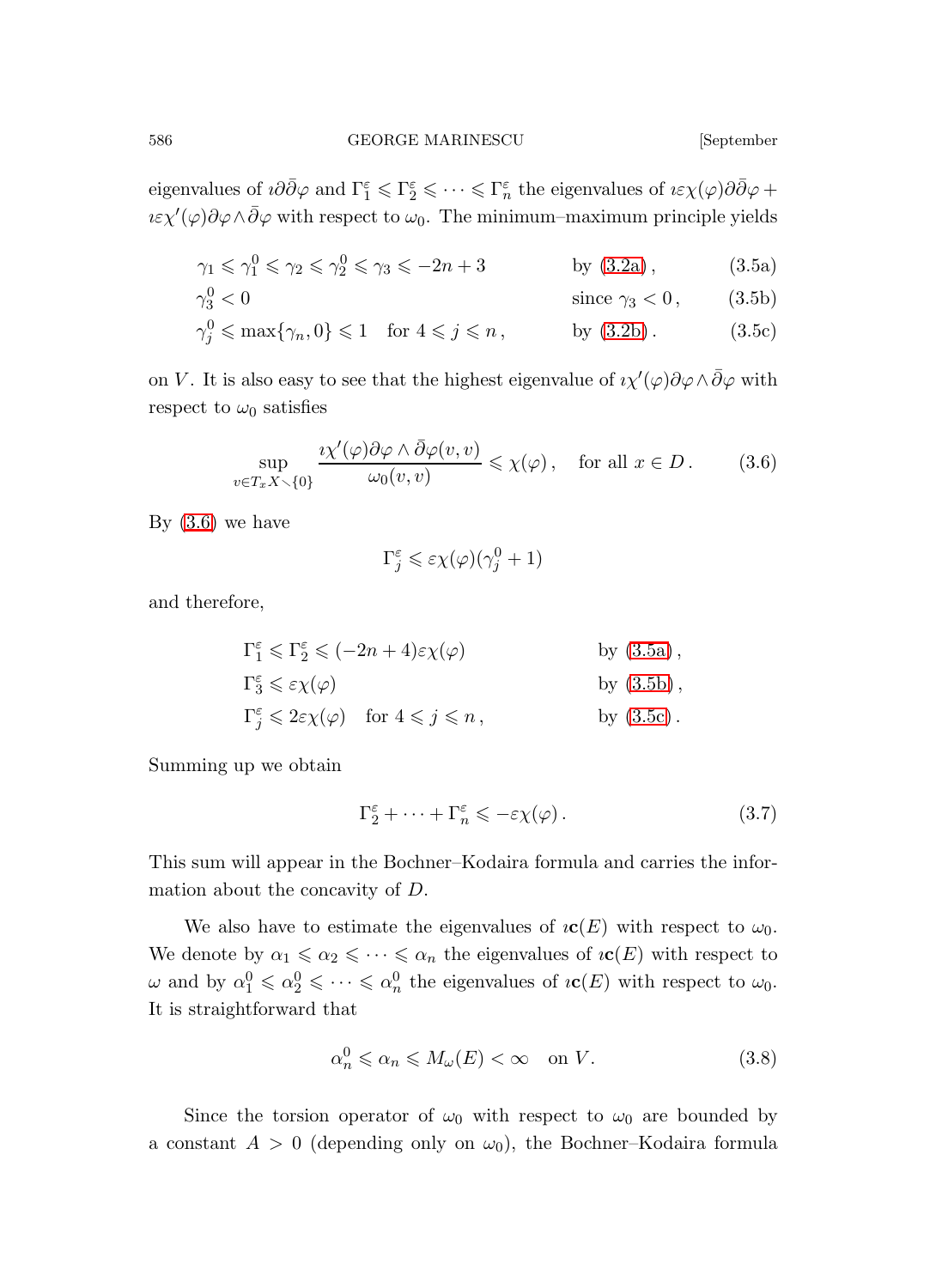eigenvalues of $\imath\partial\bar{\partial}\varphi$ and $\Gamma^\varepsilon_1 \leqslant \Gamma^\varepsilon_2 \leqslant \cdots \leqslant \Gamma^\varepsilon_n$ the eigenvalues of $\imath\varepsilon\chi(\varphi)\partial\bar{\partial}\varphi + \imath\varepsilon\chi'(\varphi)\partial\varphi\wedge\bar{\partial}\varphi$ with respect to $\omega_0$. The minimum–maximum principle yields

$$\gamma_1 \leqslant \gamma^0_1 \leqslant \gamma_2 \leqslant \gamma^0_2 \leqslant \gamma_3 \leqslant -2n+3 \qquad \text{by (3.2a)}\,, \tag{3.5a}$$

$$\gamma^0_3 < 0 \qquad \text{since } \gamma_3 < 0\,, \tag{3.5b}$$

$$\gamma^0_j \leqslant \max\{\gamma_n, 0\} \leqslant 1 \quad \text{for } 4 \leqslant j \leqslant n\,, \qquad \text{by (3.2b)}\,. \tag{3.5c}$$

on $V$. It is also easy to see that the highest eigenvalue of $\imath\chi'(\varphi)\partial\varphi\wedge\bar{\partial}\varphi$ with respect to $\omega_0$ satisfies

$$\sup_{v\in T_xX\smallsetminus\{0\}} \frac{\imath\chi'(\varphi)\partial\varphi\wedge\bar{\partial}\varphi(v,v)}{\omega_0(v,v)} \leqslant \chi(\varphi)\,, \quad \text{for all } x\in D\,. \tag{3.6}$$

By (3.6) we have

$$\Gamma^\varepsilon_j \leqslant \varepsilon\chi(\varphi)(\gamma^0_j + 1)$$

and therefore,

$$\Gamma^\varepsilon_1 \leqslant \Gamma^\varepsilon_2 \leqslant (-2n+4)\varepsilon\chi(\varphi) \qquad \text{by (3.5a)}\,,$$

$$\Gamma^\varepsilon_3 \leqslant \varepsilon\chi(\varphi) \qquad \text{by (3.5b)}\,,$$

$$\Gamma^\varepsilon_j \leqslant 2\varepsilon\chi(\varphi) \quad \text{for } 4 \leqslant j \leqslant n\,, \qquad \text{by (3.5c)}\,.$$

Summing up we obtain

$$\Gamma^\varepsilon_2 + \cdots + \Gamma^\varepsilon_n \leqslant -\varepsilon\chi(\varphi)\,. \tag{3.7}$$

This sum will appear in the Bochner–Kodaira formula and carries the information about the concavity of $D$.

We also have to estimate the eigenvalues of $\imath\mathbf{c}(E)$ with respect to $\omega_0$. We denote by $\alpha_1 \leqslant \alpha_2 \leqslant \cdots \leqslant \alpha_n$ the eigenvalues of $\imath\mathbf{c}(E)$ with respect to $\omega$ and by $\alpha^0_1 \leqslant \alpha^0_2 \leqslant \cdots \leqslant \alpha^0_n$ the eigenvalues of $\imath\mathbf{c}(E)$ with respect to $\omega_0$. It is straightforward that

$$\alpha^0_n \leqslant \alpha_n \leqslant M_\omega(E) < \infty \quad \text{on } V. \tag{3.8}$$

Since the torsion operator of $\omega_0$ with respect to $\omega_0$ are bounded by a constant $A > 0$ (depending only on $\omega_0$), the Bochner–Kodaira formula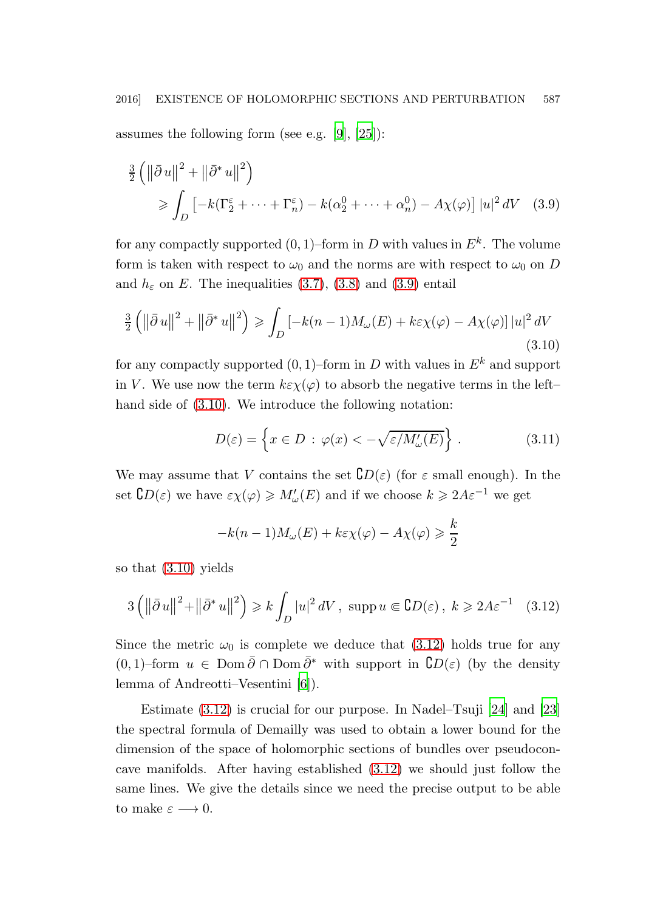assumes the following form (see e.g. [9], [25]):

$$
\tfrac{3}{2}\left(\left\|\bar\partial\, u\right\|^2+\left\|\bar\partial^*\, u\right\|^2\right) \geqslant \int_D \left[-k(\Gamma_2^\varepsilon+\cdots+\Gamma_n^\varepsilon)-k(\alpha_2^0+\cdots+\alpha_n^0)-A\chi(\varphi)\right]|u|^2\,dV \quad (3.9)
$$

for any compactly supported $(0,1)$–form in $D$ with values in $E^k$. The volume form is taken with respect to $\omega_0$ and the norms are with respect to $\omega_0$ on $D$ and $h_\varepsilon$ on $E$. The inequalities (3.7), (3.8) and (3.9) entail

$$
\tfrac{3}{2}\left(\left\|\bar\partial\, u\right\|^2+\left\|\bar\partial^*\, u\right\|^2\right) \geqslant \int_D \left[-k(n-1)M_\omega(E)+k\varepsilon\chi(\varphi)-A\chi(\varphi)\right]|u|^2\,dV \quad (3.10)
$$

for any compactly supported $(0,1)$–form in $D$ with values in $E^k$ and support in $V$. We use now the term $k\varepsilon\chi(\varphi)$ to absorb the negative terms in the left–hand side of (3.10). We introduce the following notation:

$$
D(\varepsilon)=\left\{x\in D\,:\,\varphi(x)<-\sqrt{\varepsilon/M'_\omega(E)}\right\}. \quad (3.11)
$$

We may assume that $V$ contains the set $\complement D(\varepsilon)$ (for $\varepsilon$ small enough). In the set $\complement D(\varepsilon)$ we have $\varepsilon\chi(\varphi)\geqslant M'_\omega(E)$ and if we choose $k\geqslant 2A\varepsilon^{-1}$ we get

$$
-k(n-1)M_\omega(E)+k\varepsilon\chi(\varphi)-A\chi(\varphi)\geqslant\frac{k}{2}
$$

so that (3.10) yields

$$
3\left(\left\|\bar\partial\, u\right\|^2+\left\|\bar\partial^*\, u\right\|^2\right)\geqslant k\int_D|u|^2\,dV\,,\ \operatorname{supp}u\Subset\complement D(\varepsilon)\,,\ k\geqslant 2A\varepsilon^{-1} \quad (3.12)
$$

Since the metric $\omega_0$ is complete we deduce that (3.12) holds true for any $(0,1)$–form $u\in\operatorname{Dom}\bar\partial\cap\operatorname{Dom}\bar\partial^*$ with support in $\complement D(\varepsilon)$ (by the density lemma of Andreotti–Vesentini [6]).

Estimate (3.12) is crucial for our purpose. In Nadel–Tsuji [24] and [23] the spectral formula of Demailly was used to obtain a lower bound for the dimension of the space of holomorphic sections of bundles over pseudoconcave manifolds. After having established (3.12) we should just follow the same lines. We give the details since we need the precise output to be able to make $\varepsilon\longrightarrow 0$.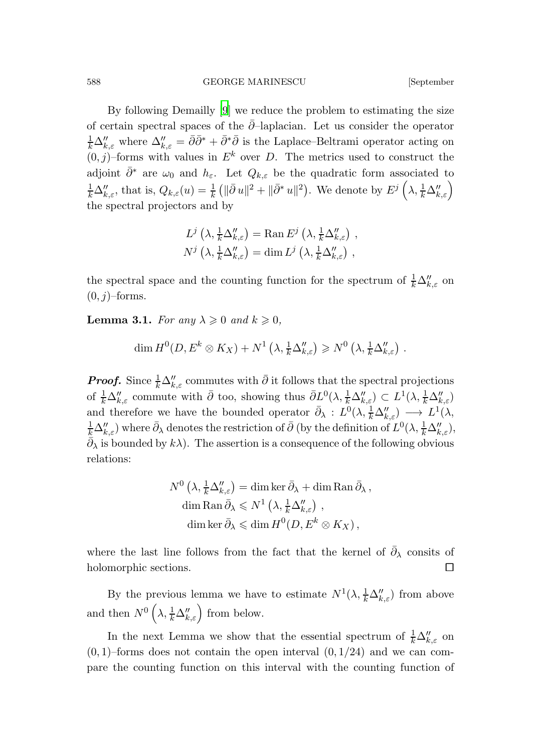By following Demailly [9] we reduce the problem to estimating the size of certain spectral spaces of the $\bar\partial$–laplacian. Let us consider the operator $\frac{1}{k}\Delta''_{k,\varepsilon}$ where $\Delta''_{k,\varepsilon} = \bar\partial\bar\partial^* + \bar\partial^*\bar\partial$ is the Laplace–Beltrami operator acting on $(0,j)$–forms with values in $E^k$ over $D$. The metrics used to construct the adjoint $\bar\partial^*$ are $\omega_0$ and $h_\varepsilon$. Let $Q_{k,\varepsilon}$ be the quadratic form associated to $\frac{1}{k}\Delta''_{k,\varepsilon}$, that is, $Q_{k,\varepsilon}(u) = \frac{1}{k}\left(\|\bar\partial\, u\|^2 + \|\bar\partial^*\, u\|^2\right)$. We denote by $E^j\left(\lambda, \frac{1}{k}\Delta''_{k,\varepsilon}\right)$ the spectral projectors and by

$$
\begin{aligned}
L^j\left(\lambda, \tfrac{1}{k}\Delta''_{k,\varepsilon}\right) &= \operatorname{Ran} E^j\left(\lambda, \tfrac{1}{k}\Delta''_{k,\varepsilon}\right)\,,\\
N^j\left(\lambda, \tfrac{1}{k}\Delta''_{k,\varepsilon}\right) &= \dim L^j\left(\lambda, \tfrac{1}{k}\Delta''_{k,\varepsilon}\right)\,,
\end{aligned}
$$

the spectral space and the counting function for the spectrum of $\frac{1}{k}\Delta''_{k,\varepsilon}$ on $(0,j)$–forms.

**Lemma 3.1.** *For any $\lambda \geqslant 0$ and $k \geqslant 0$,*

$$
\dim H^0(D, E^k \otimes K_X) + N^1\left(\lambda, \tfrac{1}{k}\Delta''_{k,\varepsilon}\right) \geqslant N^0\left(\lambda, \tfrac{1}{k}\Delta''_{k,\varepsilon}\right)\,.
$$

***Proof.*** Since $\frac{1}{k}\Delta''_{k,\varepsilon}$ commutes with $\bar\partial$ it follows that the spectral projections of $\frac{1}{k}\Delta''_{k,\varepsilon}$ commute with $\bar\partial$ too, showing thus $\bar\partial L^0(\lambda, \frac{1}{k}\Delta''_{k,\varepsilon}) \subset L^1(\lambda, \frac{1}{k}\Delta''_{k,\varepsilon})$ and therefore we have the bounded operator $\bar\partial_\lambda : L^0(\lambda, \frac{1}{k}\Delta''_{k,\varepsilon}) \longrightarrow L^1(\lambda, \frac{1}{k}\Delta''_{k,\varepsilon})$ where $\bar\partial_\lambda$ denotes the restriction of $\bar\partial$ (by the definition of $L^0(\lambda, \frac{1}{k}\Delta''_{k,\varepsilon})$, $\bar\partial_\lambda$ is bounded by $k\lambda$). The assertion is a consequence of the following obvious relations:

$$
\begin{aligned}
N^0\left(\lambda, \tfrac{1}{k}\Delta''_{k,\varepsilon}\right) &= \dim\ker\bar\partial_\lambda + \dim\operatorname{Ran}\bar\partial_\lambda\,,\\
\dim\operatorname{Ran}\bar\partial_\lambda &\leqslant N^1\left(\lambda, \tfrac{1}{k}\Delta''_{k,\varepsilon}\right)\,,\\
\dim\ker\bar\partial_\lambda &\leqslant \dim H^0(D, E^k \otimes K_X)\,,
\end{aligned}
$$

where the last line follows from the fact that the kernel of $\bar\partial_\lambda$ consits of holomorphic sections. $\square$

By the previous lemma we have to estimate $N^1(\lambda, \frac{1}{k}\Delta''_{k,\varepsilon})$ from above and then $N^0\left(\lambda, \frac{1}{k}\Delta''_{k,\varepsilon}\right)$ from below.

In the next Lemma we show that the essential spectrum of $\frac{1}{k}\Delta''_{k,\varepsilon}$ on $(0,1)$–forms does not contain the open interval $(0, 1/24)$ and we can compare the counting function on this interval with the counting function of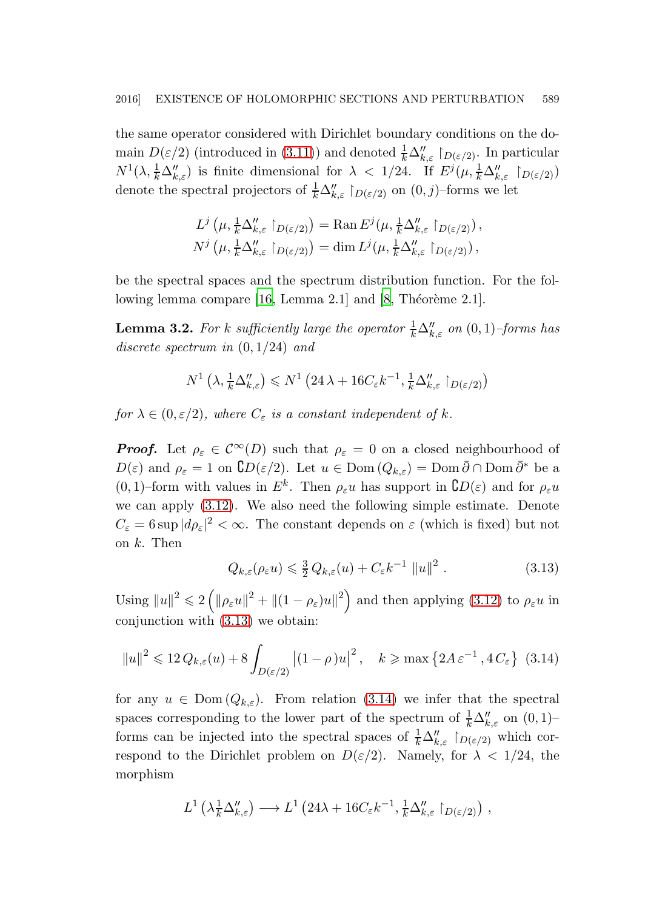the same operator considered with Dirichlet boundary conditions on the domain $D(\varepsilon/2)$ (introduced in (3.11)) and denoted $\frac{1}{k}\Delta''_{k,\varepsilon}\restriction_{D(\varepsilon/2)}$. In particular $N^1(\lambda, \frac{1}{k}\Delta''_{k,\varepsilon})$ is finite dimensional for $\lambda < 1/24$. If $E^j(\mu, \frac{1}{k}\Delta''_{k,\varepsilon}\restriction_{D(\varepsilon/2)})$ denote the spectral projectors of $\frac{1}{k}\Delta''_{k,\varepsilon}\restriction_{D(\varepsilon/2)}$ on $(0,j)$–forms we let

$$
\begin{aligned}
L^j\left(\mu, \tfrac{1}{k}\Delta''_{k,\varepsilon}\restriction_{D(\varepsilon/2)}\right) &= \operatorname{Ran} E^j(\mu, \tfrac{1}{k}\Delta''_{k,\varepsilon}\restriction_{D(\varepsilon/2)})\,,\\
N^j\left(\mu, \tfrac{1}{k}\Delta''_{k,\varepsilon}\restriction_{D(\varepsilon/2)}\right) &= \dim L^j(\mu, \tfrac{1}{k}\Delta''_{k,\varepsilon}\restriction_{D(\varepsilon/2)})\,,
\end{aligned}
$$

be the spectral spaces and the spectrum distribution function. For the following lemma compare [16, Lemma 2.1] and [8, Théorème 2.1].

**Lemma 3.2.** *For $k$ sufficiently large the operator $\frac{1}{k}\Delta''_{k,\varepsilon}$ on $(0,1)$–forms has discrete spectrum in $(0,1/24)$ and*

$$
N^1\left(\lambda, \tfrac{1}{k}\Delta''_{k,\varepsilon}\right) \leqslant N^1\left(24\,\lambda + 16C_\varepsilon k^{-1}, \tfrac{1}{k}\Delta''_{k,\varepsilon}\restriction_{D(\varepsilon/2)}\right)
$$

*for $\lambda \in (0,\varepsilon/2)$, where $C_\varepsilon$ is a constant independent of $k$.*

***Proof.*** Let $\rho_\varepsilon \in \mathcal{C}^\infty(D)$ such that $\rho_\varepsilon = 0$ on a closed neighbourhood of $D(\varepsilon)$ and $\rho_\varepsilon = 1$ on $\complement D(\varepsilon/2)$. Let $u \in \operatorname{Dom}(Q_{k,\varepsilon}) = \operatorname{Dom}\bar\partial \cap \operatorname{Dom}\bar\partial^*$ be a $(0,1)$–form with values in $E^k$. Then $\rho_\varepsilon u$ has support in $\complement D(\varepsilon)$ and for $\rho_\varepsilon u$ we can apply (3.12). We also need the following simple estimate. Denote $C_\varepsilon = 6\sup|d\rho_\varepsilon|^2 < \infty$. The constant depends on $\varepsilon$ (which is fixed) but not on $k$. Then

$$
Q_{k,\varepsilon}(\rho_\varepsilon u) \leqslant \tfrac{3}{2}\,Q_{k,\varepsilon}(u) + C_\varepsilon k^{-1}\,\|u\|^2\,. \tag{3.13}
$$

Using $\|u\|^2 \leqslant 2\left(\|\rho_\varepsilon u\|^2 + \|(1-\rho_\varepsilon)u\|^2\right)$ and then applying (3.12) to $\rho_\varepsilon u$ in conjunction with (3.13) we obtain:

$$
\|u\|^2 \leqslant 12\,Q_{k,\varepsilon}(u) + 8\int_{D(\varepsilon/2)}\left|(1-\rho\,)u\right|^2, \quad k \geqslant \max\left\{2A\,\varepsilon^{-1}\,, 4\,C_\varepsilon\right\} \tag{3.14}
$$

for any $u \in \operatorname{Dom}(Q_{k,\varepsilon})$. From relation (3.14) we infer that the spectral spaces corresponding to the lower part of the spectrum of $\frac{1}{k}\Delta''_{k,\varepsilon}$ on $(0,1)$–forms can be injected into the spectral spaces of $\frac{1}{k}\Delta''_{k,\varepsilon}\restriction_{D(\varepsilon/2)}$ which correspond to the Dirichlet problem on $D(\varepsilon/2)$. Namely, for $\lambda < 1/24$, the morphism

$$
L^1\left(\lambda\tfrac{1}{k}\Delta''_{k,\varepsilon}\right) \longrightarrow L^1\left(24\lambda + 16C_\varepsilon k^{-1}, \tfrac{1}{k}\Delta''_{k,\varepsilon}\restriction_{D(\varepsilon/2)}\right)\,,
$$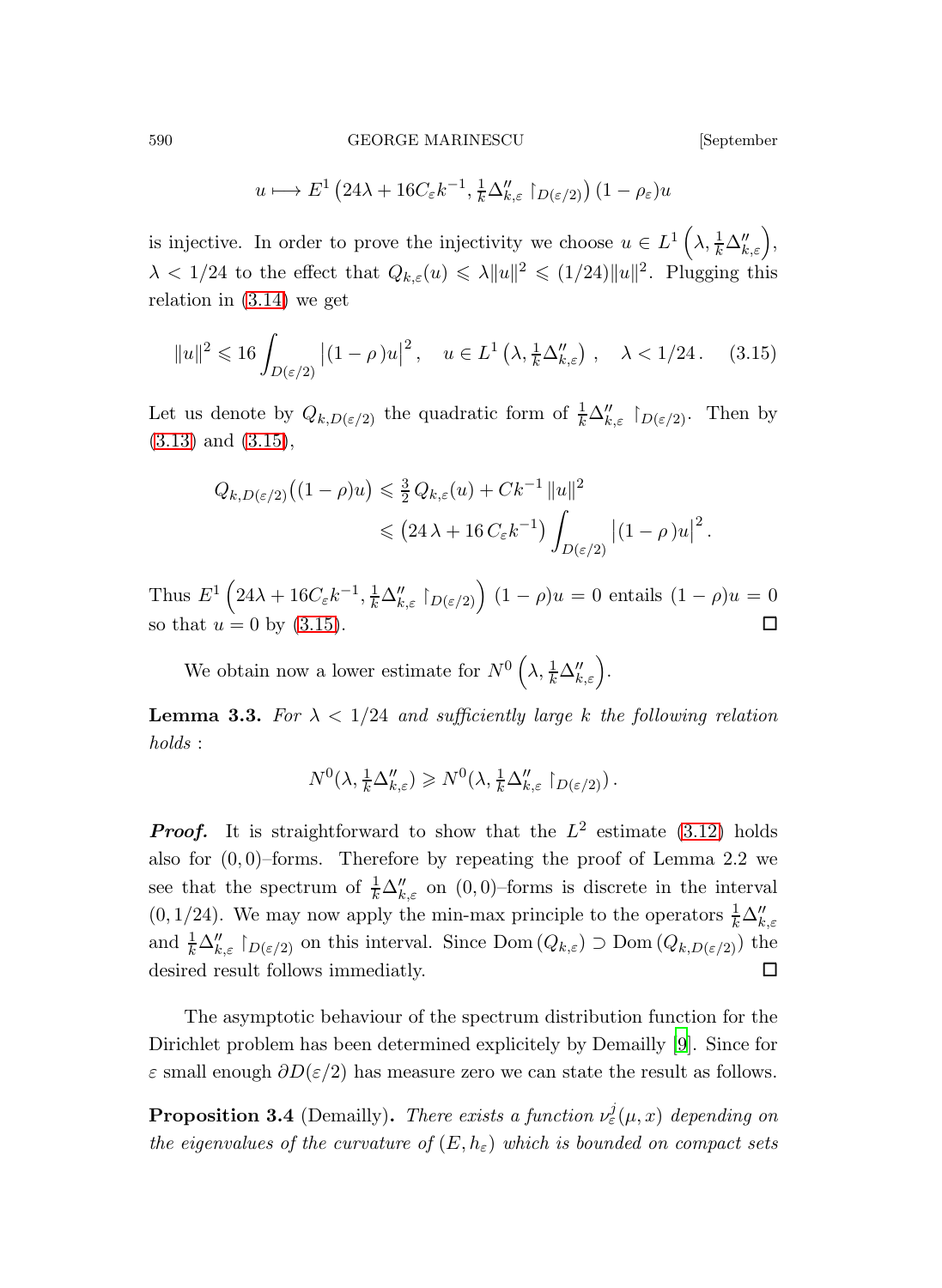$$u \longmapsto E^1\left(24\lambda + 16C_\varepsilon k^{-1}, \tfrac{1}{k}\Delta''_{k,\varepsilon}\restriction_{D(\varepsilon/2)}\right)(1-\rho_\varepsilon)u$$

is injective. In order to prove the injectivity we choose $u \in L^1\left(\lambda, \frac{1}{k}\Delta''_{k,\varepsilon}\right)$, $\lambda < 1/24$ to the effect that $Q_{k,\varepsilon}(u) \leqslant \lambda\|u\|^2 \leqslant (1/24)\|u\|^2$. Plugging this relation in (3.14) we get

$$\|u\|^2 \leqslant 16\int_{D(\varepsilon/2)} \left|(1-\rho\,)u\right|^2, \quad u \in L^1\left(\lambda, \tfrac{1}{k}\Delta''_{k,\varepsilon}\right), \quad \lambda < 1/24\,. \tag{3.15}$$

Let us denote by $Q_{k,D(\varepsilon/2)}$ the quadratic form of $\frac{1}{k}\Delta''_{k,\varepsilon}\restriction_{D(\varepsilon/2)}$. Then by (3.13) and (3.15),

$$\begin{aligned} Q_{k,D(\varepsilon/2)}\big((1-\rho)u\big) &\leqslant \tfrac{3}{2}\,Q_{k,\varepsilon}(u) + Ck^{-1}\,\|u\|^2 \\ &\leqslant \left(24\,\lambda + 16\,C_\varepsilon k^{-1}\right)\int_{D(\varepsilon/2)} \left|(1-\rho\,)u\right|^2. \end{aligned}$$

Thus $E^1\left(24\lambda + 16C_\varepsilon k^{-1}, \frac{1}{k}\Delta''_{k,\varepsilon}\restriction_{D(\varepsilon/2)}\right)(1-\rho)u = 0$ entails $(1-\rho)u = 0$ so that $u = 0$ by (3.15). $\square$

We obtain now a lower estimate for $N^0\left(\lambda, \frac{1}{k}\Delta''_{k,\varepsilon}\right)$.

**Lemma 3.3.** *For $\lambda < 1/24$ and sufficiently large $k$ the following relation holds :*

$$N^0(\lambda, \tfrac{1}{k}\Delta''_{k,\varepsilon}) \geqslant N^0(\lambda, \tfrac{1}{k}\Delta''_{k,\varepsilon}\restriction_{D(\varepsilon/2)})\,.$$

***Proof.*** It is straightforward to show that the $L^2$ estimate (3.12) holds also for $(0,0)$–forms. Therefore by repeating the proof of Lemma 2.2 we see that the spectrum of $\frac{1}{k}\Delta''_{k,\varepsilon}$ on $(0,0)$–forms is discrete in the interval $(0, 1/24)$. We may now apply the min-max principle to the operators $\frac{1}{k}\Delta''_{k,\varepsilon}$ and $\frac{1}{k}\Delta''_{k,\varepsilon}\restriction_{D(\varepsilon/2)}$ on this interval. Since $\mathrm{Dom}\,(Q_{k,\varepsilon}) \supset \mathrm{Dom}\,(Q_{k,D(\varepsilon/2)})$ the desired result follows immediatly. $\square$

The asymptotic behaviour of the spectrum distribution function for the Dirichlet problem has been determined explicitely by Demailly [9]. Since for $\varepsilon$ small enough $\partial D(\varepsilon/2)$ has measure zero we can state the result as follows.

**Proposition 3.4** (Demailly)**.** *There exists a function $\nu^j_\varepsilon(\mu, x)$ depending on the eigenvalues of the curvature of $(E, h_\varepsilon)$ which is bounded on compact sets*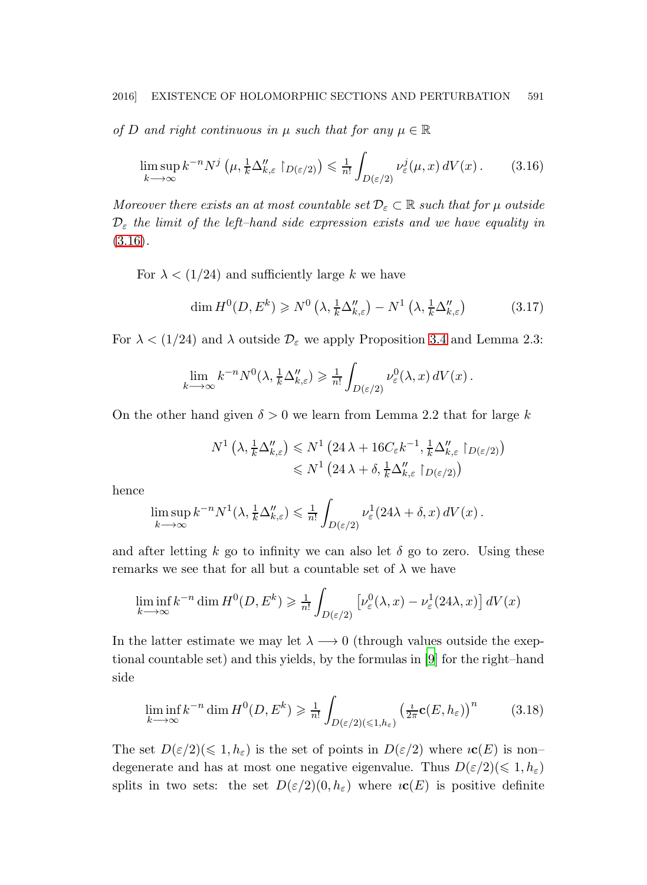*of $D$ and right continuous in $\mu$ such that for any $\mu \in \mathbb{R}$*

$$\limsup_{k\longrightarrow\infty} k^{-n} N^j\left(\mu, \tfrac{1}{k}\Delta''_{k,\varepsilon}\restriction_{D(\varepsilon/2)}\right) \leqslant \tfrac{1}{n!}\int_{D(\varepsilon/2)} \nu^j_\varepsilon(\mu,x)\,dV(x)\,. \tag{3.16}$$

*Moreover there exists an at most countable set $\mathcal{D}_\varepsilon \subset \mathbb{R}$ such that for $\mu$ outside $\mathcal{D}_\varepsilon$ the limit of the left–hand side expression exists and we have equality in (3.16).*

For $\lambda < (1/24)$ and sufficiently large $k$ we have

$$\dim H^0(D, E^k) \geqslant N^0\left(\lambda, \tfrac{1}{k}\Delta''_{k,\varepsilon}\right) - N^1\left(\lambda, \tfrac{1}{k}\Delta''_{k,\varepsilon}\right) \tag{3.17}$$

For $\lambda < (1/24)$ and $\lambda$ outside $\mathcal{D}_\varepsilon$ we apply Proposition 3.4 and Lemma 2.3:

$$\lim_{k\longrightarrow\infty} k^{-n} N^0(\lambda, \tfrac{1}{k}\Delta''_{k,\varepsilon}) \geqslant \tfrac{1}{n!}\int_{D(\varepsilon/2)} \nu^0_\varepsilon(\lambda,x)\,dV(x)\,.$$

On the other hand given $\delta > 0$ we learn from Lemma 2.2 that for large $k$

$$\begin{aligned} N^1\left(\lambda, \tfrac{1}{k}\Delta''_{k,\varepsilon}\right) &\leqslant N^1\left(24\,\lambda + 16C_\varepsilon k^{-1}, \tfrac{1}{k}\Delta''_{k,\varepsilon}\restriction_{D(\varepsilon/2)}\right) \\ &\leqslant N^1\left(24\,\lambda + \delta, \tfrac{1}{k}\Delta''_{k,\varepsilon}\restriction_{D(\varepsilon/2)}\right) \end{aligned}$$

hence

$$\limsup_{k\longrightarrow\infty} k^{-n} N^1(\lambda, \tfrac{1}{k}\Delta''_{k,\varepsilon}) \leqslant \tfrac{1}{n!}\int_{D(\varepsilon/2)} \nu^1_\varepsilon(24\lambda+\delta,x)\,dV(x)\,.$$

and after letting $k$ go to infinity we can also let $\delta$ go to zero. Using these remarks we see that for all but a countable set of $\lambda$ we have

$$\liminf_{k\longrightarrow\infty} k^{-n}\dim H^0(D, E^k) \geqslant \tfrac{1}{n!}\int_{D(\varepsilon/2)} \left[\nu^0_\varepsilon(\lambda,x) - \nu^1_\varepsilon(24\lambda,x)\right] dV(x)$$

In the latter estimate we may let $\lambda \longrightarrow 0$ (through values outside the exeptional countable set) and this yields, by the formulas in [9] for the right–hand side

$$\liminf_{k\longrightarrow\infty} k^{-n}\dim H^0(D, E^k) \geqslant \tfrac{1}{n!}\int_{D(\varepsilon/2)(\leqslant 1,h_\varepsilon)} \left(\tfrac{\imath}{2\pi}\mathbf{c}(E,h_\varepsilon)\right)^n \tag{3.18}$$

The set $D(\varepsilon/2)(\leqslant 1, h_\varepsilon)$ is the set of points in $D(\varepsilon/2)$ where $\imath\mathbf{c}(E)$ is non–degenerate and has at most one negative eigenvalue. Thus $D(\varepsilon/2)(\leqslant 1, h_\varepsilon)$ splits in two sets: the set $D(\varepsilon/2)(0, h_\varepsilon)$ where $\imath\mathbf{c}(E)$ is positive definite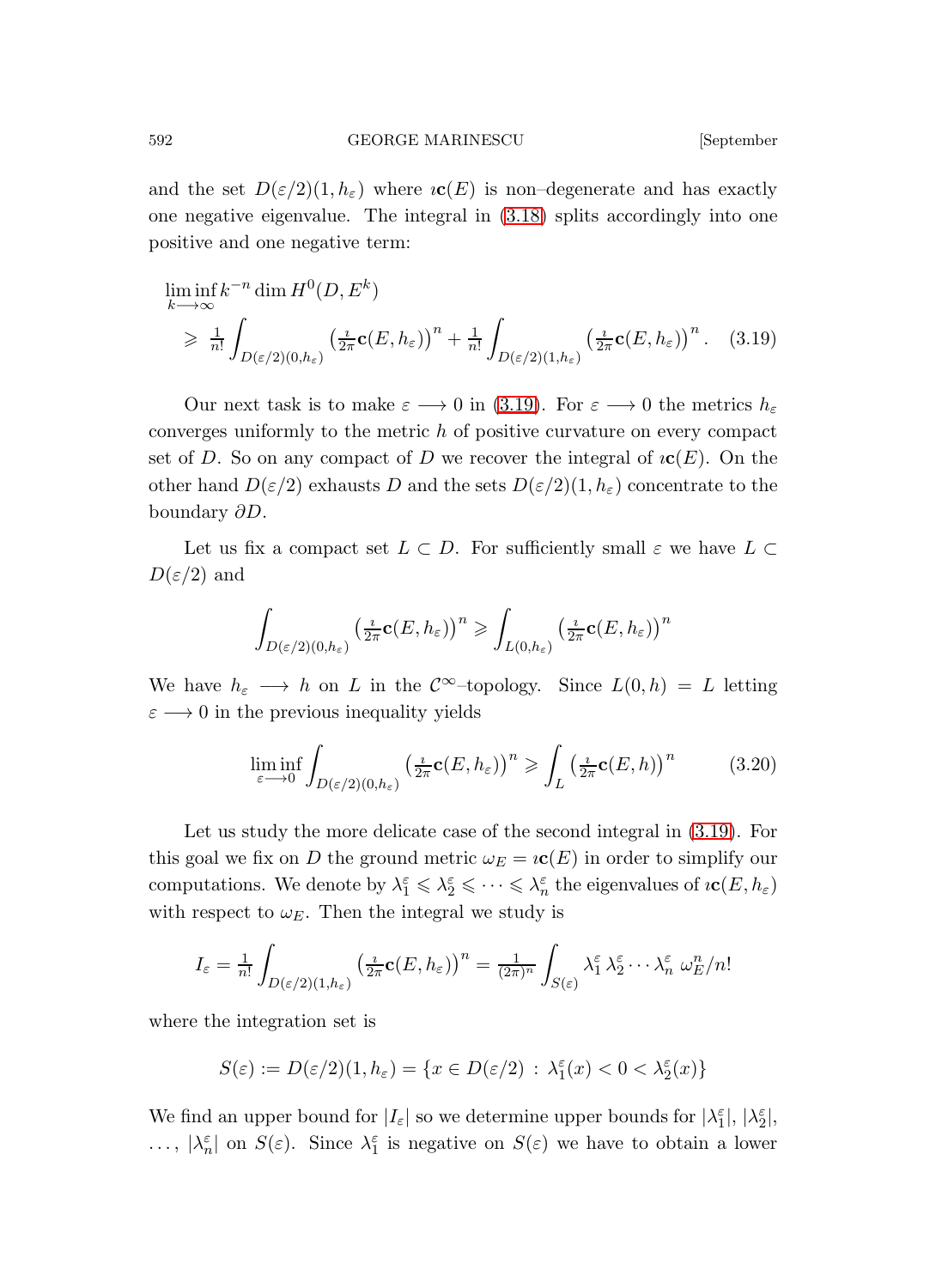and the set $D(\varepsilon/2)(1, h_\varepsilon)$ where $\imath\mathbf{c}(E)$ is non–degenerate and has exactly one negative eigenvalue. The integral in (3.18) splits accordingly into one positive and one negative term:

$$
\begin{aligned}
&\liminf_{k\longrightarrow\infty} k^{-n} \dim H^0(D, E^k) \\
&\quad \geqslant \tfrac{1}{n!}\int_{D(\varepsilon/2)(0,h_\varepsilon)} \left(\tfrac{\imath}{2\pi}\mathbf{c}(E,h_\varepsilon)\right)^n + \tfrac{1}{n!}\int_{D(\varepsilon/2)(1,h_\varepsilon)} \left(\tfrac{\imath}{2\pi}\mathbf{c}(E,h_\varepsilon)\right)^n . \quad (3.19)
\end{aligned}
$$

Our next task is to make $\varepsilon \longrightarrow 0$ in (3.19). For $\varepsilon \longrightarrow 0$ the metrics $h_\varepsilon$ converges uniformly to the metric $h$ of positive curvature on every compact set of $D$. So on any compact of $D$ we recover the integral of $\imath\mathbf{c}(E)$. On the other hand $D(\varepsilon/2)$ exhausts $D$ and the sets $D(\varepsilon/2)(1, h_\varepsilon)$ concentrate to the boundary $\partial D$.

Let us fix a compact set $L \subset D$. For sufficiently small $\varepsilon$ we have $L \subset D(\varepsilon/2)$ and

$$
\int_{D(\varepsilon/2)(0,h_\varepsilon)} \left(\tfrac{\imath}{2\pi}\mathbf{c}(E,h_\varepsilon)\right)^n \geqslant \int_{L(0,h_\varepsilon)} \left(\tfrac{\imath}{2\pi}\mathbf{c}(E,h_\varepsilon)\right)^n
$$

We have $h_\varepsilon \longrightarrow h$ on $L$ in the $\mathcal{C}^\infty$–topology. Since $L(0,h) = L$ letting $\varepsilon \longrightarrow 0$ in the previous inequality yields

$$
\liminf_{\varepsilon\longrightarrow 0} \int_{D(\varepsilon/2)(0,h_\varepsilon)} \left(\tfrac{\imath}{2\pi}\mathbf{c}(E,h_\varepsilon)\right)^n \geqslant \int_L \left(\tfrac{\imath}{2\pi}\mathbf{c}(E,h)\right)^n \qquad (3.20)
$$

Let us study the more delicate case of the second integral in (3.19). For this goal we fix on $D$ the ground metric $\omega_E = \imath\mathbf{c}(E)$ in order to simplify our computations. We denote by $\lambda_1^\varepsilon \leqslant \lambda_2^\varepsilon \leqslant \cdots \leqslant \lambda_n^\varepsilon$ the eigenvalues of $\imath\mathbf{c}(E, h_\varepsilon)$ with respect to $\omega_E$. Then the integral we study is

$$
I_\varepsilon = \tfrac{1}{n!}\int_{D(\varepsilon/2)(1,h_\varepsilon)} \left(\tfrac{\imath}{2\pi}\mathbf{c}(E,h_\varepsilon)\right)^n = \tfrac{1}{(2\pi)^n}\int_{S(\varepsilon)} \lambda_1^\varepsilon\,\lambda_2^\varepsilon \cdots \lambda_n^\varepsilon\ \omega_E^n/n!
$$

where the integration set is

$$
S(\varepsilon) := D(\varepsilon/2)(1,h_\varepsilon) = \{x \in D(\varepsilon/2) \,:\, \lambda_1^\varepsilon(x) < 0 < \lambda_2^\varepsilon(x)\}
$$

We find an upper bound for $|I_\varepsilon|$ so we determine upper bounds for $|\lambda_1^\varepsilon|$, $|\lambda_2^\varepsilon|$, $\ldots$, $|\lambda_n^\varepsilon|$ on $S(\varepsilon)$. Since $\lambda_1^\varepsilon$ is negative on $S(\varepsilon)$ we have to obtain a lower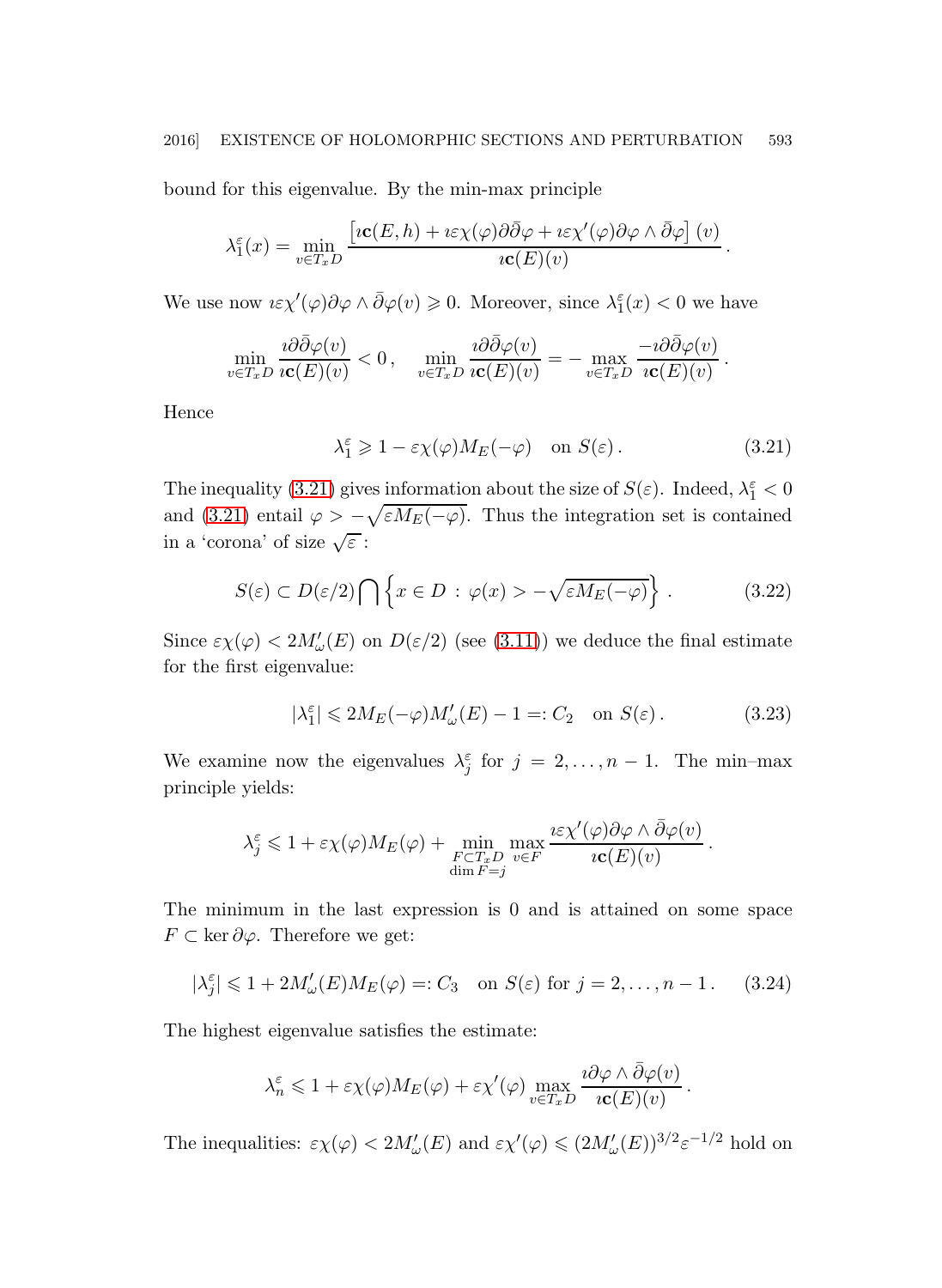bound for this eigenvalue. By the min-max principle

$$
\lambda_1^\varepsilon(x) = \min_{v\in T_xD} \frac{\left[\imath\mathbf{c}(E,h) + \imath\varepsilon\chi(\varphi)\partial\bar\partial\varphi + \imath\varepsilon\chi'(\varphi)\partial\varphi\wedge\bar\partial\varphi\right](v)}{\imath\mathbf{c}(E)(v)}\,.
$$

We use now $\imath\varepsilon\chi'(\varphi)\partial\varphi\wedge\bar\partial\varphi(v)\geqslant 0$. Moreover, since $\lambda_1^\varepsilon(x)<0$ we have

$$
\min_{v\in T_xD}\frac{\imath\partial\bar\partial\varphi(v)}{\imath\mathbf{c}(E)(v)}<0\,,\quad \min_{v\in T_xD}\frac{\imath\partial\bar\partial\varphi(v)}{\imath\mathbf{c}(E)(v)} = -\max_{v\in T_xD}\frac{-\imath\partial\bar\partial\varphi(v)}{\imath\mathbf{c}(E)(v)}\,.
$$

Hence

$$
\lambda_1^\varepsilon \geqslant 1-\varepsilon\chi(\varphi)M_E(-\varphi)\quad \text{on } S(\varepsilon)\,. \tag{3.21}
$$

The inequality (3.21) gives information about the size of $S(\varepsilon)$. Indeed, $\lambda_1^\varepsilon<0$ and (3.21) entail $\varphi > -\sqrt{\varepsilon M_E(-\varphi)}$. Thus the integration set is contained in a 'corona' of size $\sqrt{\varepsilon}$ :

$$
S(\varepsilon)\subset D(\varepsilon/2)\bigcap\left\{x\in D\,:\,\varphi(x) > -\sqrt{\varepsilon M_E(-\varphi)}\right\}\,. \tag{3.22}
$$

Since $\varepsilon\chi(\varphi)<2M'_\omega(E)$ on $D(\varepsilon/2)$ (see (3.11)) we deduce the final estimate for the first eigenvalue:

$$
|\lambda_1^\varepsilon|\leqslant 2M_E(-\varphi)M'_\omega(E)-1=:C_2\quad \text{on } S(\varepsilon)\,. \tag{3.23}
$$

We examine now the eigenvalues $\lambda_j^\varepsilon$ for $j=2,\dots,n-1$. The min–max principle yields:

$$
\lambda_j^\varepsilon\leqslant 1+\varepsilon\chi(\varphi)M_E(\varphi) + \min_{\substack{F\subset T_xD\\ \dim F=j}}\max_{v\in F}\frac{\imath\varepsilon\chi'(\varphi)\partial\varphi\wedge\bar\partial\varphi(v)}{\imath\mathbf{c}(E)(v)}\,.
$$

The minimum in the last expression is 0 and is attained on some space $F\subset\ker\partial\varphi$. Therefore we get:

$$
|\lambda_j^\varepsilon|\leqslant 1+2M'_\omega(E)M_E(\varphi)=:C_3\quad \text{on } S(\varepsilon)\text{ for } j=2,\dots,n-1\,. \tag{3.24}
$$

The highest eigenvalue satisfies the estimate:

$$
\lambda_n^\varepsilon\leqslant 1+\varepsilon\chi(\varphi)M_E(\varphi)+\varepsilon\chi'(\varphi)\max_{v\in T_xD}\frac{\imath\partial\varphi\wedge\bar\partial\varphi(v)}{\imath\mathbf{c}(E)(v)}\,.
$$

The inequalities: $\varepsilon\chi(\varphi)<2M'_\omega(E)$ and $\varepsilon\chi'(\varphi)\leqslant(2M'_\omega(E))^{3/2}\varepsilon^{-1/2}$ hold on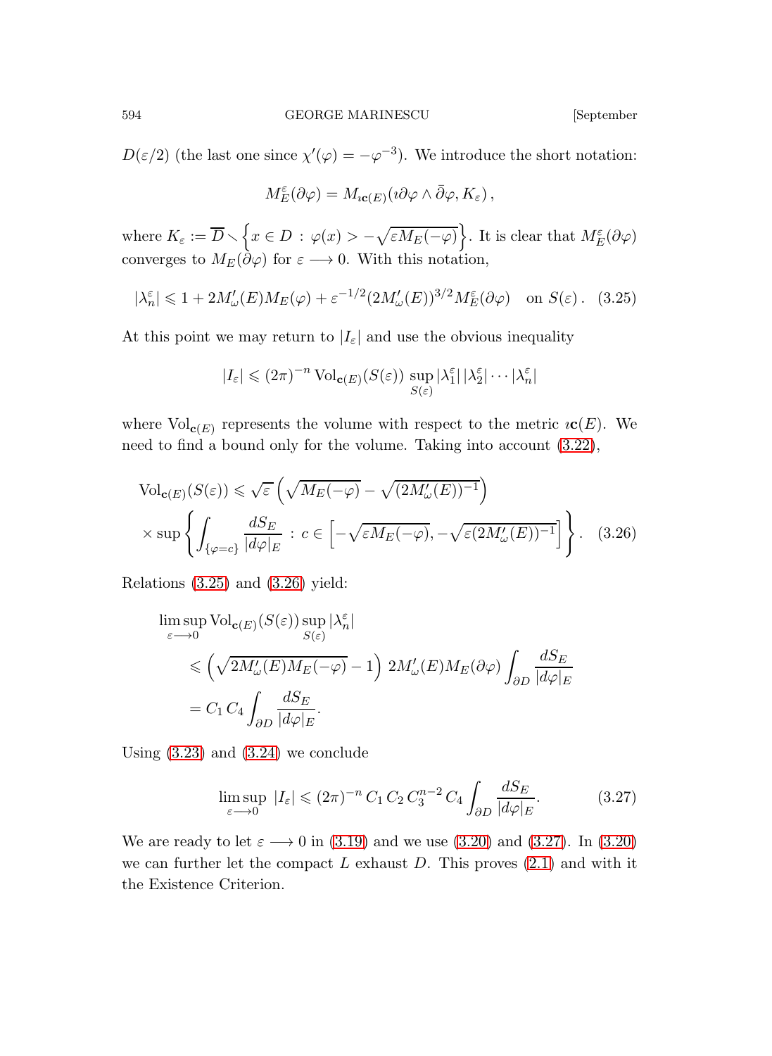$D(\varepsilon/2)$ (the last one since $\chi'(\varphi) = -\varphi^{-3}$). We introduce the short notation:

$$M_E^\varepsilon(\partial\varphi) = M_{\imath\mathbf{c}(E)}(\imath\partial\varphi \wedge \bar{\partial}\varphi, K_\varepsilon)\,,$$

where $K_\varepsilon := \overline{D} \smallsetminus \Big\{x \in D \,:\, \varphi(x) > -\sqrt{\varepsilon M_E(-\varphi)}\Big\}$. It is clear that $M_E^\varepsilon(\partial\varphi)$ converges to $M_E(\partial\varphi)$ for $\varepsilon \longrightarrow 0$. With this notation,

$$|\lambda_n^\varepsilon| \leqslant 1 + 2M'_\omega(E)M_E(\varphi) + \varepsilon^{-1/2}(2M'_\omega(E))^{3/2}M_E^\varepsilon(\partial\varphi) \quad \text{on } S(\varepsilon)\,. \quad (3.25)$$

At this point we may return to $|I_\varepsilon|$ and use the obvious inequality

$$|I_\varepsilon| \leqslant (2\pi)^{-n}\operatorname{Vol}_{\mathbf{c}(E)}(S(\varepsilon)) \sup_{S(\varepsilon)} |\lambda_1^\varepsilon|\,|\lambda_2^\varepsilon| \cdots |\lambda_n^\varepsilon|$$

where $\operatorname{Vol}_{\mathbf{c}(E)}$ represents the volume with respect to the metric $\imath\mathbf{c}(E)$. We need to find a bound only for the volume. Taking into account (3.22),

$$\begin{aligned}
&\operatorname{Vol}_{\mathbf{c}(E)}(S(\varepsilon)) \leqslant \sqrt{\varepsilon}\left(\sqrt{M_E(-\varphi)} - \sqrt{(2M'_\omega(E))^{-1}}\right) \\
&\times \sup\left\{\int_{\{\varphi = c\}} \frac{dS_E}{|d\varphi|_E} \,:\, c \in \left[-\sqrt{\varepsilon M_E(-\varphi)}, -\sqrt{\varepsilon(2M'_\omega(E))^{-1}}\right]\right\}. \quad (3.26)
\end{aligned}$$

Relations (3.25) and (3.26) yield:

$$\begin{aligned}
&\limsup_{\varepsilon \longrightarrow 0} \operatorname{Vol}_{\mathbf{c}(E)}(S(\varepsilon)) \sup_{S(\varepsilon)} |\lambda_n^\varepsilon| \\
&\qquad \leqslant \left(\sqrt{2M'_\omega(E)M_E(-\varphi)} - 1\right)\, 2M'_\omega(E)M_E(\partial\varphi)\int_{\partial D} \frac{dS_E}{|d\varphi|_E} \\
&\qquad = C_1\, C_4 \int_{\partial D} \frac{dS_E}{|d\varphi|_E}.
\end{aligned}$$

Using (3.23) and (3.24) we conclude

$$\limsup_{\varepsilon \longrightarrow 0}\; |I_\varepsilon| \leqslant (2\pi)^{-n}\, C_1\, C_2\, C_3^{n-2}\, C_4 \int_{\partial D} \frac{dS_E}{|d\varphi|_E}. \quad (3.27)$$

We are ready to let $\varepsilon \longrightarrow 0$ in (3.19) and we use (3.20) and (3.27). In (3.20) we can further let the compact $L$ exhaust $D$. This proves (2.1) and with it the Existence Criterion.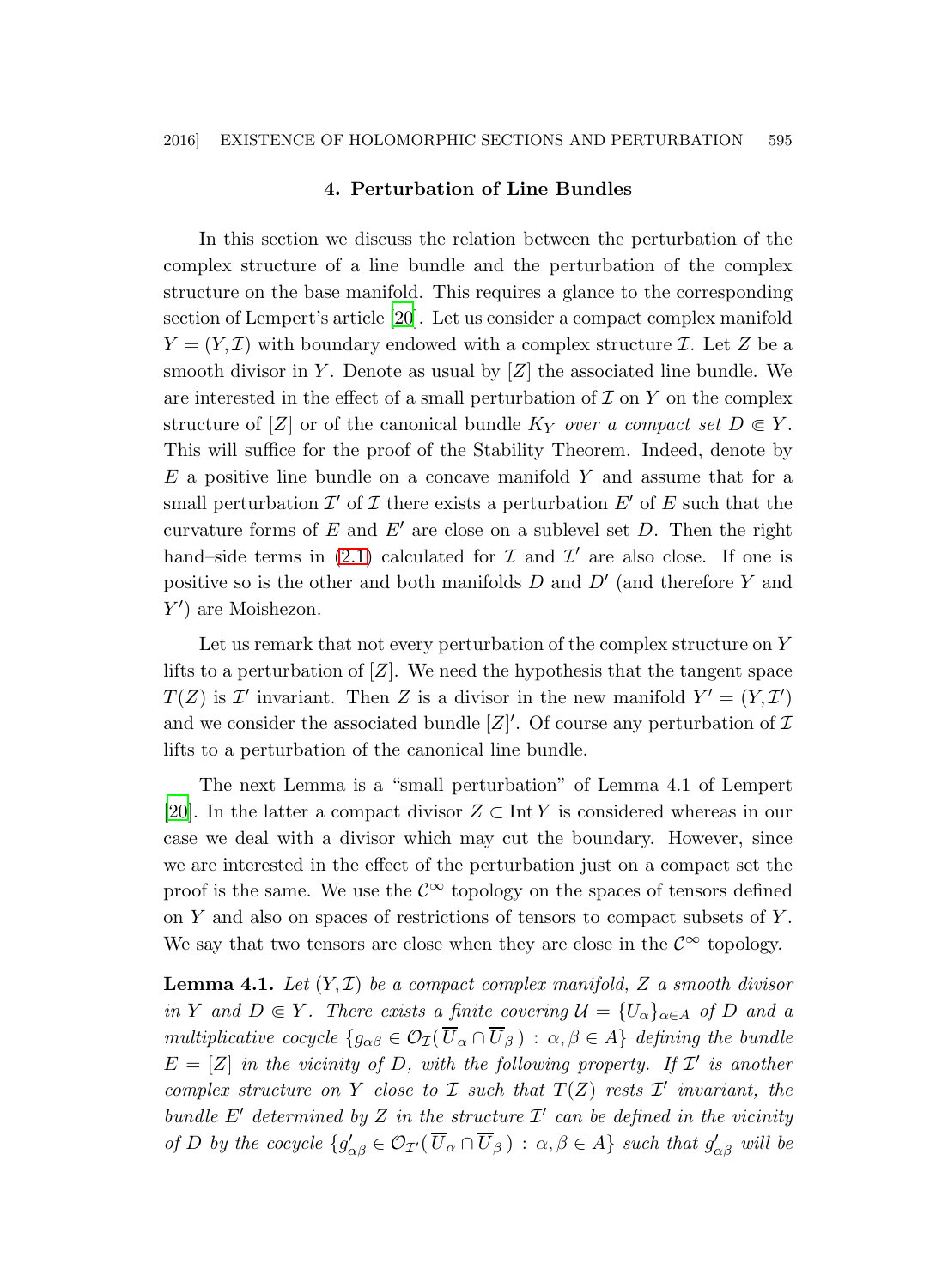## 4. Perturbation of Line Bundles

In this section we discuss the relation between the perturbation of the complex structure of a line bundle and the perturbation of the complex structure on the base manifold. This requires a glance to the corresponding section of Lempert's article [20]. Let us consider a compact complex manifold $Y = (Y, \mathcal{I})$ with boundary endowed with a complex structure $\mathcal{I}$. Let $Z$ be a smooth divisor in $Y$. Denote as usual by $[Z]$ the associated line bundle. We are interested in the effect of a small perturbation of $\mathcal{I}$ on $Y$ on the complex structure of $[Z]$ or of the canonical bundle $K_Y$ *over a compact set* $D \Subset Y$. This will suffice for the proof of the Stability Theorem. Indeed, denote by $E$ a positive line bundle on a concave manifold $Y$ and assume that for a small perturbation $\mathcal{I}'$ of $\mathcal{I}$ there exists a perturbation $E'$ of $E$ such that the curvature forms of $E$ and $E'$ are close on a sublevel set $D$. Then the right hand–side terms in (2.1) calculated for $\mathcal{I}$ and $\mathcal{I}'$ are also close. If one is positive so is the other and both manifolds $D$ and $D'$ (and therefore $Y$ and $Y'$) are Moishezon.

Let us remark that not every perturbation of the complex structure on $Y$ lifts to a perturbation of $[Z]$. We need the hypothesis that the tangent space $T(Z)$ is $\mathcal{I}'$ invariant. Then $Z$ is a divisor in the new manifold $Y' = (Y, \mathcal{I}')$ and we consider the associated bundle $[Z]'$. Of course any perturbation of $\mathcal{I}$ lifts to a perturbation of the canonical line bundle.

The next Lemma is a "small perturbation" of Lemma 4.1 of Lempert [20]. In the latter a compact divisor $Z \subset \operatorname{Int} Y$ is considered whereas in our case we deal with a divisor which may cut the boundary. However, since we are interested in the effect of the perturbation just on a compact set the proof is the same. We use the $\mathcal{C}^\infty$ topology on the spaces of tensors defined on $Y$ and also on spaces of restrictions of tensors to compact subsets of $Y$. We say that two tensors are close when they are close in the $\mathcal{C}^\infty$ topology.

**Lemma 4.1.** *Let $(Y, \mathcal{I})$ be a compact complex manifold, $Z$ a smooth divisor in $Y$ and $D \Subset Y$. There exists a finite covering $\mathcal{U} = \{U_\alpha\}_{\alpha \in A}$ of $D$ and a multiplicative cocycle $\{g_{\alpha\beta} \in \mathcal{O}_{\mathcal{I}}(\overline{U}_\alpha \cap \overline{U}_\beta) : \alpha, \beta \in A\}$ defining the bundle $E = [Z]$ in the vicinity of $D$, with the following property. If $\mathcal{I}'$ is another complex structure on $Y$ close to $\mathcal{I}$ such that $T(Z)$ rests $\mathcal{I}'$ invariant, the bundle $E'$ determined by $Z$ in the structure $\mathcal{I}'$ can be defined in the vicinity of $D$ by the cocycle $\{g'_{\alpha\beta} \in \mathcal{O}_{\mathcal{I}'}(\overline{U}_\alpha \cap \overline{U}_\beta) : \alpha, \beta \in A\}$ such that $g'_{\alpha\beta}$ will be*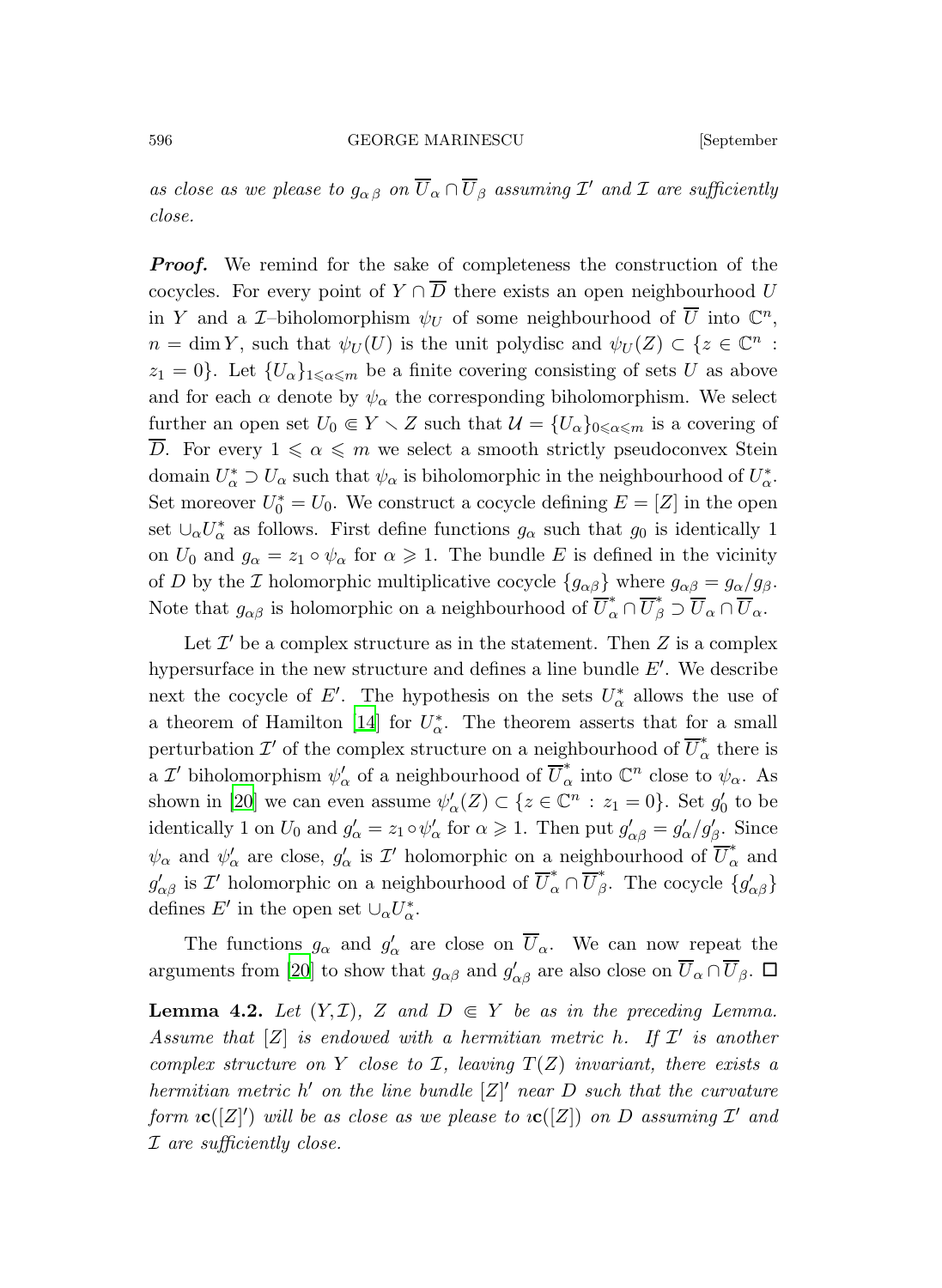*as close as we please to $g_{\alpha\beta}$ on $\overline{U}_\alpha \cap \overline{U}_\beta$ assuming $\mathcal{I}'$ and $\mathcal{I}$ are sufficiently close.*

***Proof.*** We remind for the sake of completeness the construction of the cocycles. For every point of $Y \cap \overline{D}$ there exists an open neighbourhood $U$ in $Y$ and a $\mathcal{I}$–biholomorphism $\psi_U$ of some neighbourhood of $\overline{U}$ into $\mathbb{C}^n$, $n = \dim Y$, such that $\psi_U(U)$ is the unit polydisc and $\psi_U(Z) \subset \{z \in \mathbb{C}^n : z_1 = 0\}$. Let $\{U_\alpha\}_{1\leqslant\alpha\leqslant m}$ be a finite covering consisting of sets $U$ as above and for each $\alpha$ denote by $\psi_\alpha$ the corresponding biholomorphism. We select further an open set $U_0 \Subset Y \smallsetminus Z$ such that $\mathcal{U} = \{U_\alpha\}_{0\leqslant\alpha\leqslant m}$ is a covering of $\overline{D}$. For every $1 \leqslant \alpha \leqslant m$ we select a smooth strictly pseudoconvex Stein domain $U^*_\alpha \supset U_\alpha$ such that $\psi_\alpha$ is biholomorphic in the neighbourhood of $U^*_\alpha$. Set moreover $U^*_0 = U_0$. We construct a cocycle defining $E = [Z]$ in the open set $\cup_\alpha U^*_\alpha$ as follows. First define functions $g_\alpha$ such that $g_0$ is identically 1 on $U_0$ and $g_\alpha = z_1 \circ \psi_\alpha$ for $\alpha \geqslant 1$. The bundle $E$ is defined in the vicinity of $D$ by the $\mathcal{I}$ holomorphic multiplicative cocycle $\{g_{\alpha\beta}\}$ where $g_{\alpha\beta} = g_\alpha/g_\beta$. Note that $g_{\alpha\beta}$ is holomorphic on a neighbourhood of $\overline{U}^*_\alpha \cap \overline{U}^*_\beta \supset \overline{U}_\alpha \cap \overline{U}_\alpha$.

Let $\mathcal{I}'$ be a complex structure as in the statement. Then $Z$ is a complex hypersurface in the new structure and defines a line bundle $E'$. We describe next the cocycle of $E'$. The hypothesis on the sets $U^*_\alpha$ allows the use of a theorem of Hamilton [14] for $U^*_\alpha$. The theorem asserts that for a small perturbation $\mathcal{I}'$ of the complex structure on a neighbourhood of $\overline{U}^*_\alpha$ there is a $\mathcal{I}'$ biholomorphism $\psi'_\alpha$ of a neighbourhood of $\overline{U}^*_\alpha$ into $\mathbb{C}^n$ close to $\psi_\alpha$. As shown in [20] we can even assume $\psi'_\alpha(Z) \subset \{z \in \mathbb{C}^n : z_1 = 0\}$. Set $g'_0$ to be identically 1 on $U_0$ and $g'_\alpha = z_1 \circ \psi'_\alpha$ for $\alpha \geqslant 1$. Then put $g'_{\alpha\beta} = g'_\alpha/g'_\beta$. Since $\psi_\alpha$ and $\psi'_\alpha$ are close, $g'_\alpha$ is $\mathcal{I}'$ holomorphic on a neighbourhood of $\overline{U}^*_\alpha$ and $g'_{\alpha\beta}$ is $\mathcal{I}'$ holomorphic on a neighbourhood of $\overline{U}^*_\alpha \cap \overline{U}^*_\beta$. The cocycle $\{g'_{\alpha\beta}\}$ defines $E'$ in the open set $\cup_\alpha U^*_\alpha$.

The functions $g_\alpha$ and $g'_\alpha$ are close on $\overline{U}_\alpha$. We can now repeat the arguments from [20] to show that $g_{\alpha\beta}$ and $g'_{\alpha\beta}$ are also close on $\overline{U}_\alpha \cap \overline{U}_\beta$. ☐

**Lemma 4.2.** *Let $(Y, \mathcal{I})$, $Z$ and $D \Subset Y$ be as in the preceding Lemma. Assume that $[Z]$ is endowed with a hermitian metric $h$. If $\mathcal{I}'$ is another complex structure on $Y$ close to $\mathcal{I}$, leaving $T(Z)$ invariant, there exists a hermitian metric $h'$ on the line bundle $[Z]'$ near $D$ such that the curvature form $\imath\mathbf{c}([Z]')$ will be as close as we please to $\imath\mathbf{c}([Z])$ on $D$ assuming $\mathcal{I}'$ and $\mathcal{I}$ are sufficiently close.*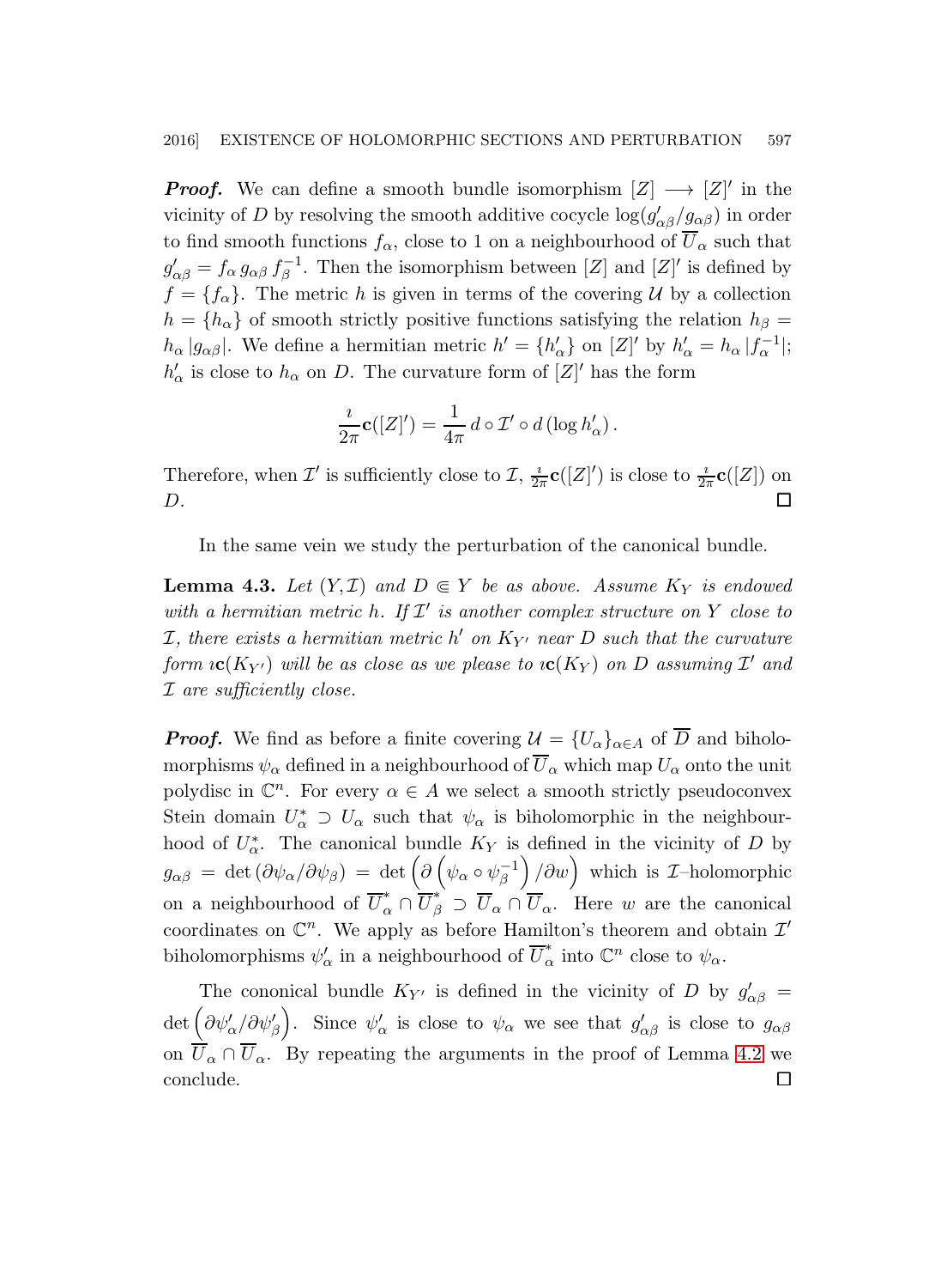***Proof.*** We can define a smooth bundle isomorphism $[Z] \longrightarrow [Z]'$ in the vicinity of $D$ by resolving the smooth additive cocycle $\log(g'_{\alpha\beta}/g_{\alpha\beta})$ in order to find smooth functions $f_\alpha$, close to 1 on a neighbourhood of $\overline{U}_\alpha$ such that $g'_{\alpha\beta} = f_\alpha\, g_{\alpha\beta}\, f_\beta^{-1}$. Then the isomorphism between $[Z]$ and $[Z]'$ is defined by $f = \{f_\alpha\}$. The metric $h$ is given in terms of the covering $\mathcal{U}$ by a collection $h = \{h_\alpha\}$ of smooth strictly positive functions satisfying the relation $h_\beta = h_\alpha\, |g_{\alpha\beta}|$. We define a hermitian metric $h' = \{h'_\alpha\}$ on $[Z]'$ by $h'_\alpha = h_\alpha\, |f_\alpha^{-1}|$; $h'_\alpha$ is close to $h_\alpha$ on $D$. The curvature form of $[Z]'$ has the form

$$\frac{\imath}{2\pi}\mathbf{c}([Z]') = \frac{1}{4\pi}\, d \circ \mathcal{I}' \circ d\,(\log h'_\alpha)\,.$$

Therefore, when $\mathcal{I}'$ is sufficiently close to $\mathcal{I}$, $\frac{\imath}{2\pi}\mathbf{c}([Z]')$ is close to $\frac{\imath}{2\pi}\mathbf{c}([Z])$ on $D$. $\square$

In the same vein we study the perturbation of the canonical bundle.

**Lemma 4.3.** *Let $(Y, \mathcal{I})$ and $D \Subset Y$ be as above. Assume $K_Y$ is endowed with a hermitian metric $h$. If $\mathcal{I}'$ is another complex structure on $Y$ close to $\mathcal{I}$, there exists a hermitian metric $h'$ on $K_{Y'}$ near $D$ such that the curvature form $\imath\mathbf{c}(K_{Y'})$ will be as close as we please to $\imath\mathbf{c}(K_Y)$ on $D$ assuming $\mathcal{I}'$ and $\mathcal{I}$ are sufficiently close.*

***Proof.*** We find as before a finite covering $\mathcal{U} = \{U_\alpha\}_{\alpha\in A}$ of $\overline{D}$ and biholomorphisms $\psi_\alpha$ defined in a neighbourhood of $\overline{U}_\alpha$ which map $U_\alpha$ onto the unit polydisc in $\mathbb{C}^n$. For every $\alpha \in A$ we select a smooth strictly pseudoconvex Stein domain $U^*_\alpha \supset U_\alpha$ such that $\psi_\alpha$ is biholomorphic in the neighbourhood of $U^*_\alpha$. The canonical bundle $K_Y$ is defined in the vicinity of $D$ by $g_{\alpha\beta} = \det(\partial\psi_\alpha/\partial\psi_\beta) = \det\left(\partial\left(\psi_\alpha\circ\psi_\beta^{-1}\right)/\partial w\right)$ which is $\mathcal{I}$–holomorphic on a neighbourhood of $\overline{U}^*_\alpha \cap \overline{U}^*_\beta \supset \overline{U}_\alpha \cap \overline{U}_\alpha$. Here $w$ are the canonical coordinates on $\mathbb{C}^n$. We apply as before Hamilton's theorem and obtain $\mathcal{I}'$ biholomorphisms $\psi'_\alpha$ in a neighbourhood of $\overline{U}^*_\alpha$ into $\mathbb{C}^n$ close to $\psi_\alpha$.

The cononical bundle $K_{Y'}$ is defined in the vicinity of $D$ by $g'_{\alpha\beta} = \det\left(\partial\psi'_\alpha/\partial\psi'_\beta\right)$. Since $\psi'_\alpha$ is close to $\psi_\alpha$ we see that $g'_{\alpha\beta}$ is close to $g_{\alpha\beta}$ on $\overline{U}_\alpha \cap \overline{U}_\alpha$. By repeating the arguments in the proof of Lemma 4.2 we conclude. $\square$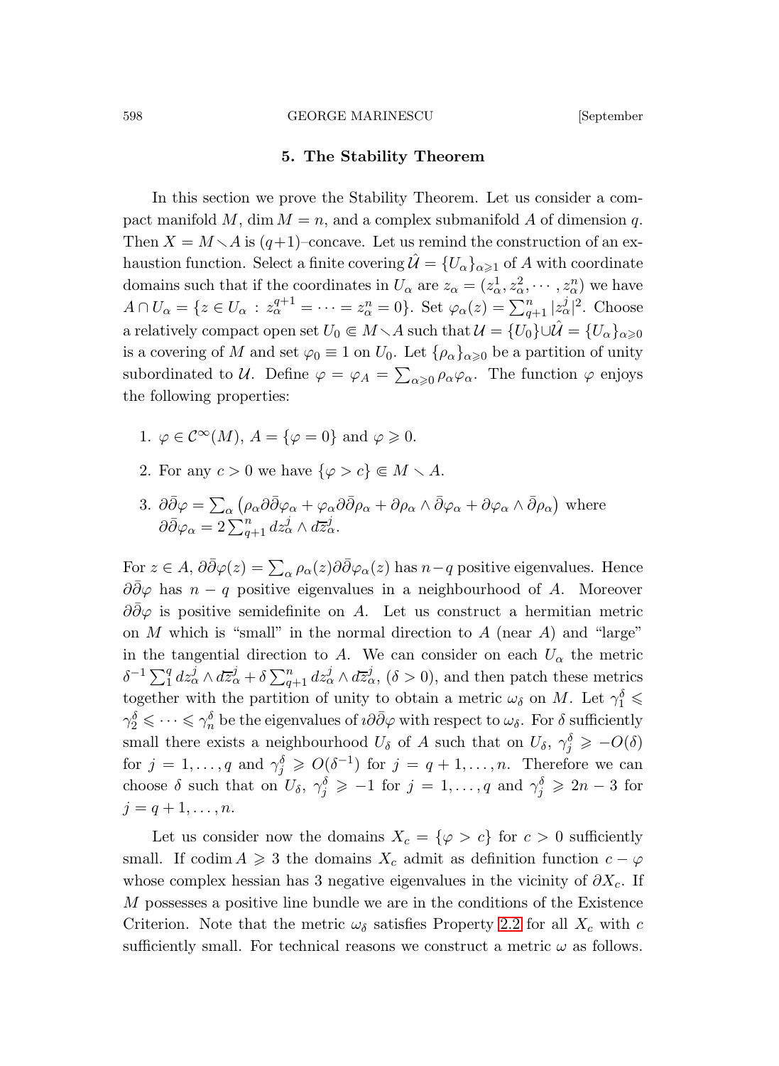## 5. The Stability Theorem

In this section we prove the Stability Theorem. Let us consider a compact manifold $M$, $\dim M = n$, and a complex submanifold $A$ of dimension $q$. Then $X = M \smallsetminus A$ is $(q+1)$–concave. Let us remind the construction of an exhaustion function. Select a finite covering $\hat{\mathcal{U}} = \{U_\alpha\}_{\alpha \geqslant 1}$ of $A$ with coordinate domains such that if the coordinates in $U_\alpha$ are $z_\alpha = (z_\alpha^1, z_\alpha^2, \cdots, z_\alpha^n)$ we have $A \cap U_\alpha = \{z \in U_\alpha \,:\, z_\alpha^{q+1} = \cdots = z_\alpha^n = 0\}$. Set $\varphi_\alpha(z) = \sum_{q+1}^n |z_\alpha^j|^2$. Choose a relatively compact open set $U_0 \Subset M \smallsetminus A$ such that $\mathcal{U} = \{U_0\} \cup \hat{\mathcal{U}} = \{U_\alpha\}_{\alpha \geqslant 0}$ is a covering of $M$ and set $\varphi_0 \equiv 1$ on $U_0$. Let $\{\rho_\alpha\}_{\alpha \geqslant 0}$ be a partition of unity subordinated to $\mathcal{U}$. Define $\varphi = \varphi_A = \sum_{\alpha \geqslant 0} \rho_\alpha \varphi_\alpha$. The function $\varphi$ enjoys the following properties:

1. $\varphi \in \mathcal{C}^\infty(M)$, $A = \{\varphi = 0\}$ and $\varphi \geqslant 0$.
2. For any $c > 0$ we have $\{\varphi > c\} \Subset M \smallsetminus A$.
3. $\partial\bar\partial\varphi = \sum_\alpha \left(\rho_\alpha \partial\bar\partial\varphi_\alpha + \varphi_\alpha \partial\bar\partial\rho_\alpha + \partial\rho_\alpha \wedge \bar\partial\varphi_\alpha + \partial\varphi_\alpha \wedge \bar\partial\rho_\alpha\right)$ where $\partial\bar\partial\varphi_\alpha = 2\sum_{q+1}^n dz_\alpha^j \wedge d\bar{z}_\alpha^j$.

For $z \in A$, $\partial\bar\partial\varphi(z) = \sum_\alpha \rho_\alpha(z)\partial\bar\partial\varphi_\alpha(z)$ has $n-q$ positive eigenvalues. Hence $\partial\bar\partial\varphi$ has $n-q$ positive eigenvalues in a neighbourhood of $A$. Moreover $\partial\bar\partial\varphi$ is positive semidefinite on $A$. Let us construct a hermitian metric on $M$ which is "small" in the normal direction to $A$ (near $A$) and "large" in the tangential direction to $A$. We can consider on each $U_\alpha$ the metric $\delta^{-1}\sum_1^q dz_\alpha^j \wedge d\bar{z}_\alpha^j + \delta\sum_{q+1}^n dz_\alpha^j \wedge d\bar{z}_\alpha^j$, $(\delta > 0)$, and then patch these metrics together with the partition of unity to obtain a metric $\omega_\delta$ on $M$. Let $\gamma_1^\delta \leqslant \gamma_2^\delta \leqslant \cdots \leqslant \gamma_n^\delta$ be the eigenvalues of $\imath\partial\bar\partial\varphi$ with respect to $\omega_\delta$. For $\delta$ sufficiently small there exists a neighbourhood $U_\delta$ of $A$ such that on $U_\delta$, $\gamma_j^\delta \geqslant -O(\delta)$ for $j = 1, \ldots, q$ and $\gamma_j^\delta \geqslant O(\delta^{-1})$ for $j = q+1, \ldots, n$. Therefore we can choose $\delta$ such that on $U_\delta$, $\gamma_j^\delta \geqslant -1$ for $j = 1, \ldots, q$ and $\gamma_j^\delta \geqslant 2n-3$ for $j = q+1, \ldots, n$.

Let us consider now the domains $X_c = \{\varphi > c\}$ for $c > 0$ sufficiently small. If $\operatorname{codim} A \geqslant 3$ the domains $X_c$ admit as definition function $c - \varphi$ whose complex hessian has 3 negative eigenvalues in the vicinity of $\partial X_c$. If $M$ possesses a positive line bundle we are in the conditions of the Existence Criterion. Note that the metric $\omega_\delta$ satisfies Property 2.2 for all $X_c$ with $c$ sufficiently small. For technical reasons we construct a metric $\omega$ as follows.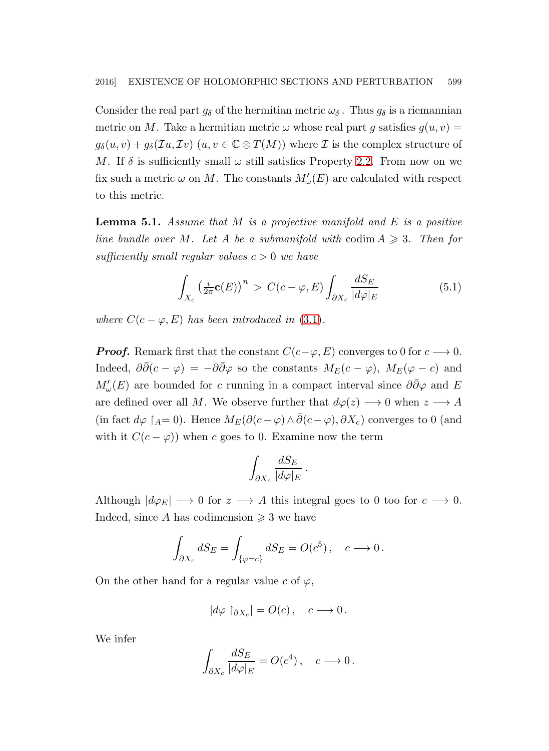Consider the real part $g_\delta$ of the hermitian metric $\omega_\delta$. Thus $g_\delta$ is a riemannian metric on $M$. Take a hermitian metric $\omega$ whose real part $g$ satisfies $g(u,v) = g_\delta(u,v) + g_\delta(\mathcal{I}u, \mathcal{I}v)$ $(u,v \in \mathbb{C} \otimes T(M))$ where $\mathcal{I}$ is the complex structure of $M$. If $\delta$ is sufficiently small $\omega$ still satisfies Property 2.2. From now on we fix such a metric $\omega$ on $M$. The constants $M'_\omega(E)$ are calculated with respect to this metric.

**Lemma 5.1.** *Assume that $M$ is a projective manifold and $E$ is a positive line bundle over $M$. Let $A$ be a submanifold with* $\operatorname{codim} A \geqslant 3$. *Then for sufficiently small regular values $c > 0$ we have*

$$\int_{X_c} \left(\tfrac{\imath}{2\pi}\mathbf{c}(E)\right)^n \, > \, C(c-\varphi, E) \int_{\partial X_c} \frac{dS_E}{|d\varphi|_E} \tag{5.1}$$

*where $C(c-\varphi, E)$ has been introduced in* (3.1).

***Proof.*** Remark first that the constant $C(c-\varphi, E)$ converges to 0 for $c \longrightarrow 0$. Indeed, $\partial\bar{\partial}(c-\varphi) = -\partial\bar{\partial}\varphi$ so the constants $M_E(c-\varphi)$, $M_E(\varphi - c)$ and $M'_\omega(E)$ are bounded for $c$ running in a compact interval since $\partial\bar{\partial}\varphi$ and $E$ are defined over all $M$. We observe further that $d\varphi(z) \longrightarrow 0$ when $z \longrightarrow A$ (in fact $d\varphi \restriction_A = 0$). Hence $M_E(\partial(c-\varphi) \wedge \bar{\partial}(c-\varphi), \partial X_c)$ converges to 0 (and with it $C(c-\varphi)$) when $c$ goes to 0. Examine now the term

$$\int_{\partial X_c} \frac{dS_E}{|d\varphi|_E}\,.$$

Although $|d\varphi_E| \longrightarrow 0$ for $z \longrightarrow A$ this integral goes to 0 too for $c \longrightarrow 0$. Indeed, since $A$ has codimension $\geqslant 3$ we have

$$\int_{\partial X_c} dS_E = \int_{\{\varphi = c\}} dS_E = O(c^5)\,, \quad c \longrightarrow 0\,.$$

On the other hand for a regular value $c$ of $\varphi$,

$$|d\varphi \restriction_{\partial X_c}| = O(c)\,, \quad c \longrightarrow 0\,.$$

We infer

$$\int_{\partial X_c} \frac{dS_E}{|d\varphi|_E} = O(c^4)\,, \quad c \longrightarrow 0\,.$$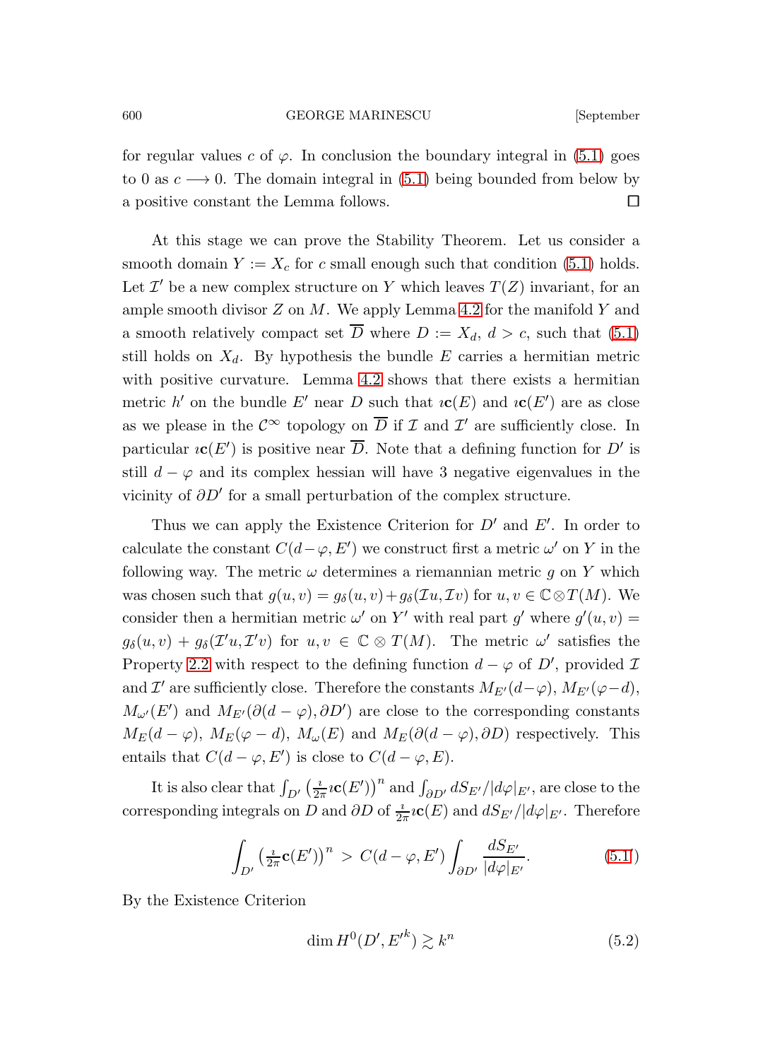for regular values $c$ of $\varphi$. In conclusion the boundary integral in (5.1) goes to 0 as $c \longrightarrow 0$. The domain integral in (5.1) being bounded from below by a positive constant the Lemma follows. $\square$

At this stage we can prove the Stability Theorem. Let us consider a smooth domain $Y := X_c$ for $c$ small enough such that condition (5.1) holds. Let $\mathcal{I}'$ be a new complex structure on $Y$ which leaves $T(Z)$ invariant, for an ample smooth divisor $Z$ on $M$. We apply Lemma 4.2 for the manifold $Y$ and a smooth relatively compact set $\overline{D}$ where $D := X_d$, $d > c$, such that (5.1) still holds on $X_d$. By hypothesis the bundle $E$ carries a hermitian metric with positive curvature. Lemma 4.2 shows that there exists a hermitian metric $h'$ on the bundle $E'$ near $D$ such that $\imath\mathbf{c}(E)$ and $\imath\mathbf{c}(E')$ are as close as we please in the $\mathcal{C}^\infty$ topology on $\overline{D}$ if $\mathcal{I}$ and $\mathcal{I}'$ are sufficiently close. In particular $\imath\mathbf{c}(E')$ is positive near $\overline{D}$. Note that a defining function for $D'$ is still $d - \varphi$ and its complex hessian will have 3 negative eigenvalues in the vicinity of $\partial D'$ for a small perturbation of the complex structure.

Thus we can apply the Existence Criterion for $D'$ and $E'$. In order to calculate the constant $C(d-\varphi, E')$ we construct first a metric $\omega'$ on $Y$ in the following way. The metric $\omega$ determines a riemannian metric $g$ on $Y$ which was chosen such that $g(u,v) = g_\delta(u,v) + g_\delta(\mathcal{I}u, \mathcal{I}v)$ for $u, v \in \mathbb{C} \otimes T(M)$. We consider then a hermitian metric $\omega'$ on $Y'$ with real part $g'$ where $g'(u,v) = g_\delta(u,v) + g_\delta(\mathcal{I}'u, \mathcal{I}'v)$ for $u, v \in \mathbb{C} \otimes T(M)$. The metric $\omega'$ satisfies the Property 2.2 with respect to the defining function $d - \varphi$ of $D'$, provided $\mathcal{I}$ and $\mathcal{I}'$ are sufficiently close. Therefore the constants $M_{E'}(d-\varphi)$, $M_{E'}(\varphi - d)$, $M_{\omega'}(E')$ and $M_{E'}(\partial(d-\varphi), \partial D')$ are close to the corresponding constants $M_E(d-\varphi)$, $M_E(\varphi - d)$, $M_\omega(E)$ and $M_E(\partial(d-\varphi), \partial D)$ respectively. This entails that $C(d-\varphi, E')$ is close to $C(d-\varphi, E)$.

It is also clear that $\int_{D'} \left(\frac{\imath}{2\pi}\imath\mathbf{c}(E')\right)^n$ and $\int_{\partial D'} dS_{E'}/|d\varphi|_{E'}$, are close to the corresponding integrals on $D$ and $\partial D$ of $\frac{\imath}{2\pi}\imath\mathbf{c}(E)$ and $dS_{E'}/|d\varphi|_{E'}$. Therefore

$$\int_{D'} \left(\tfrac{\imath}{2\pi}\mathbf{c}(E')\right)^n > C(d-\varphi, E') \int_{\partial D'} \frac{dS_{E'}}{|d\varphi|_{E'}}. \qquad (5.1')$$

By the Existence Criterion

$$\dim H^0(D', {E'}^k) \gtrsim k^n \qquad (5.2)$$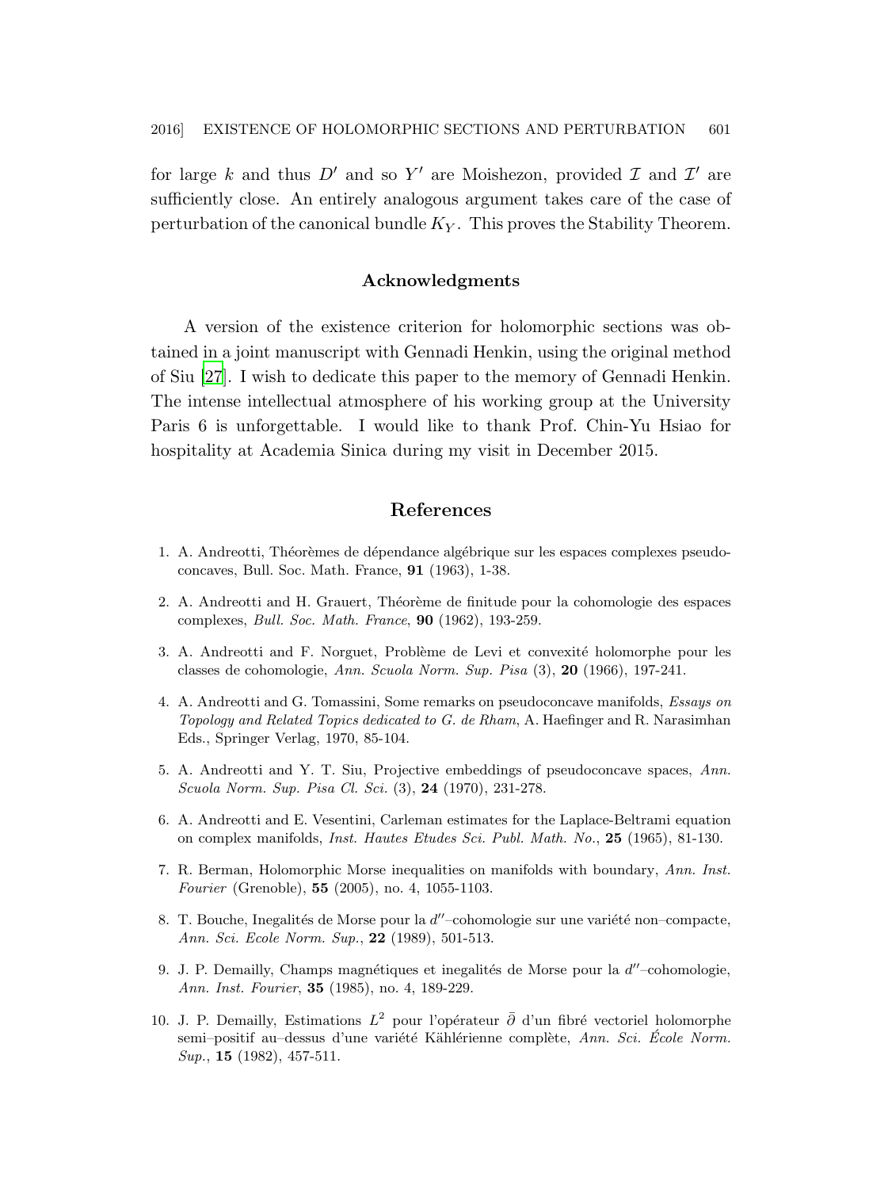for large $k$ and thus $D'$ and so $Y'$ are Moishezon, provided $\mathcal{I}$ and $\mathcal{I}'$ are sufficiently close. An entirely analogous argument takes care of the case of perturbation of the canonical bundle $K_Y$. This proves the Stability Theorem.

## Acknowledgments

A version of the existence criterion for holomorphic sections was obtained in a joint manuscript with Gennadi Henkin, using the original method of Siu [27]. I wish to dedicate this paper to the memory of Gennadi Henkin. The intense intellectual atmosphere of his working group at the University Paris 6 is unforgettable. I would like to thank Prof. Chin-Yu Hsiao for hospitality at Academia Sinica during my visit in December 2015.

## References

1. A. Andreotti, Théorèmes de dépendance algébrique sur les espaces complexes pseudo-concaves, Bull. Soc. Math. France, **91** (1963), 1-38.

2. A. Andreotti and H. Grauert, Théorème de finitude pour la cohomologie des espaces complexes, *Bull. Soc. Math. France*, **90** (1962), 193-259.

3. A. Andreotti and F. Norguet, Problème de Levi et convexité holomorphe pour les classes de cohomologie, *Ann. Scuola Norm. Sup. Pisa* (3), **20** (1966), 197-241.

4. A. Andreotti and G. Tomassini, Some remarks on pseudoconcave manifolds, *Essays on Topology and Related Topics dedicated to G. de Rham*, A. Haefinger and R. Narasimhan Eds., Springer Verlag, 1970, 85-104.

5. A. Andreotti and Y. T. Siu, Projective embeddings of pseudoconcave spaces, *Ann. Scuola Norm. Sup. Pisa Cl. Sci.* (3), **24** (1970), 231-278.

6. A. Andreotti and E. Vesentini, Carleman estimates for the Laplace-Beltrami equation on complex manifolds, *Inst. Hautes Etudes Sci. Publ. Math. No.*, **25** (1965), 81-130.

7. R. Berman, Holomorphic Morse inequalities on manifolds with boundary, *Ann. Inst. Fourier* (Grenoble), **55** (2005), no. 4, 1055-1103.

8. T. Bouche, Inegalités de Morse pour la $d''$–cohomologie sur une variété non–compacte, *Ann. Sci. Ecole Norm. Sup.*, **22** (1989), 501-513.

9. J. P. Demailly, Champs magnétiques et inegalités de Morse pour la $d''$–cohomologie, *Ann. Inst. Fourier*, **35** (1985), no. 4, 189-229.

10. J. P. Demailly, Estimations $L^2$ pour l'opérateur $\bar{\partial}$ d'un fibré vectoriel holomorphe semi–positif au–dessus d'une variété Kählérienne complète, *Ann. Sci. École Norm. Sup.*, **15** (1982), 457-511.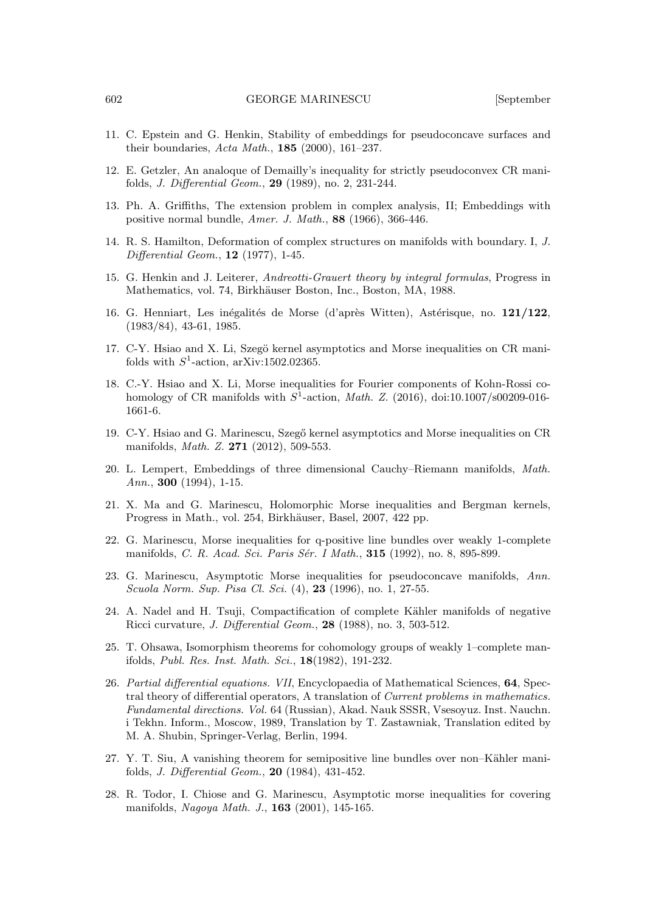11. C. Epstein and G. Henkin, Stability of embeddings for pseudoconcave surfaces and their boundaries, *Acta Math.*, **185** (2000), 161–237.

12. E. Getzler, An analoque of Demailly's inequality for strictly pseudoconvex CR manifolds, *J. Differential Geom.*, **29** (1989), no. 2, 231-244.

13. Ph. A. Griffiths, The extension problem in complex analysis, II; Embeddings with positive normal bundle, *Amer. J. Math.*, **88** (1966), 366-446.

14. R. S. Hamilton, Deformation of complex structures on manifolds with boundary. I, *J. Differential Geom.*, **12** (1977), 1-45.

15. G. Henkin and J. Leiterer, *Andreotti-Grauert theory by integral formulas*, Progress in Mathematics, vol. 74, Birkhäuser Boston, Inc., Boston, MA, 1988.

16. G. Henniart, Les inégalités de Morse (d'après Witten), Astérisque, no. **121/122**, (1983/84), 43-61, 1985.

17. C-Y. Hsiao and X. Li, Szegö kernel asymptotics and Morse inequalities on CR manifolds with $S^1$-action, arXiv:1502.02365.

18. C.-Y. Hsiao and X. Li, Morse inequalities for Fourier components of Kohn-Rossi cohomology of CR manifolds with $S^1$-action, *Math. Z.* (2016), doi:10.1007/s00209-016-1661-6.

19. C-Y. Hsiao and G. Marinescu, Szegő kernel asymptotics and Morse inequalities on CR manifolds, *Math. Z.* **271** (2012), 509-553.

20. L. Lempert, Embeddings of three dimensional Cauchy–Riemann manifolds, *Math. Ann.*, **300** (1994), 1-15.

21. X. Ma and G. Marinescu, Holomorphic Morse inequalities and Bergman kernels, Progress in Math., vol. 254, Birkhäuser, Basel, 2007, 422 pp.

22. G. Marinescu, Morse inequalities for q-positive line bundles over weakly 1-complete manifolds, *C. R. Acad. Sci. Paris Sér. I Math.*, **315** (1992), no. 8, 895-899.

23. G. Marinescu, Asymptotic Morse inequalities for pseudoconcave manifolds, *Ann. Scuola Norm. Sup. Pisa Cl. Sci.* (4), **23** (1996), no. 1, 27-55.

24. A. Nadel and H. Tsuji, Compactification of complete Kähler manifolds of negative Ricci curvature, *J. Differential Geom.*, **28** (1988), no. 3, 503-512.

25. T. Ohsawa, Isomorphism theorems for cohomology groups of weakly 1–complete manifolds, *Publ. Res. Inst. Math. Sci.*, **18**(1982), 191-232.

26. *Partial differential equations. VII*, Encyclopaedia of Mathematical Sciences, **64**, Spectral theory of differential operators, A translation of *Current problems in mathematics. Fundamental directions. Vol.* 64 (Russian), Akad. Nauk SSSR, Vsesoyuz. Inst. Nauchn. i Tekhn. Inform., Moscow, 1989, Translation by T. Zastawniak, Translation edited by M. A. Shubin, Springer-Verlag, Berlin, 1994.

27. Y. T. Siu, A vanishing theorem for semipositive line bundles over non–Kähler manifolds, *J. Differential Geom.*, **20** (1984), 431-452.

28. R. Todor, I. Chiose and G. Marinescu, Asymptotic morse inequalities for covering manifolds, *Nagoya Math. J.*, **163** (2001), 145-165.